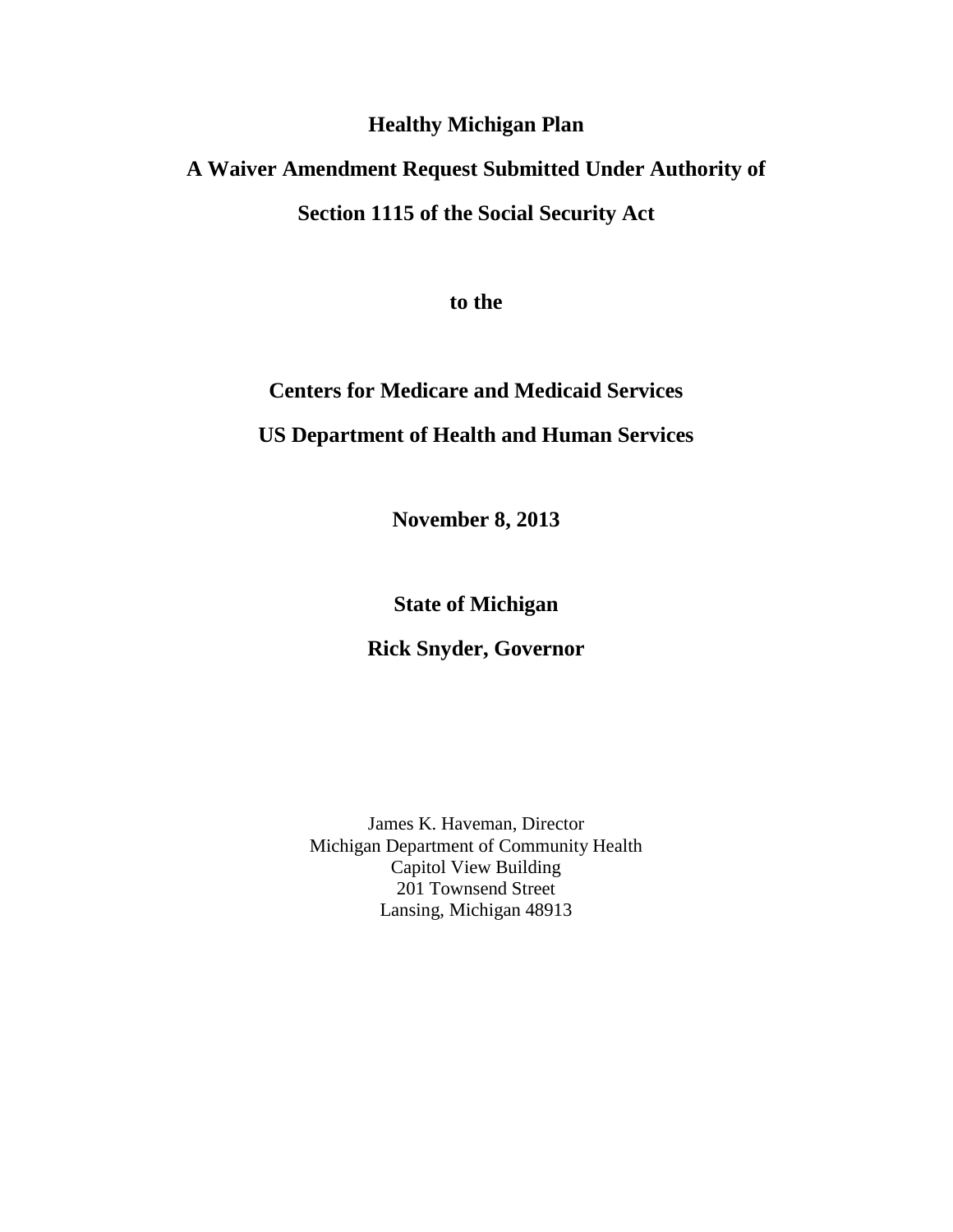**Healthy Michigan Plan**

**A Waiver Amendment Request Submitted Under Authority of**

**Section 1115 of the Social Security Act**

**to the**

**Centers for Medicare and Medicaid Services**

**US Department of Health and Human Services**

**November 8, 2013**

**State of Michigan**

**Rick Snyder, Governor**

James K. Haveman, Director
Michigan Department of Community Health
Capitol View Building
201 Townsend Street
Lansing, Michigan 48913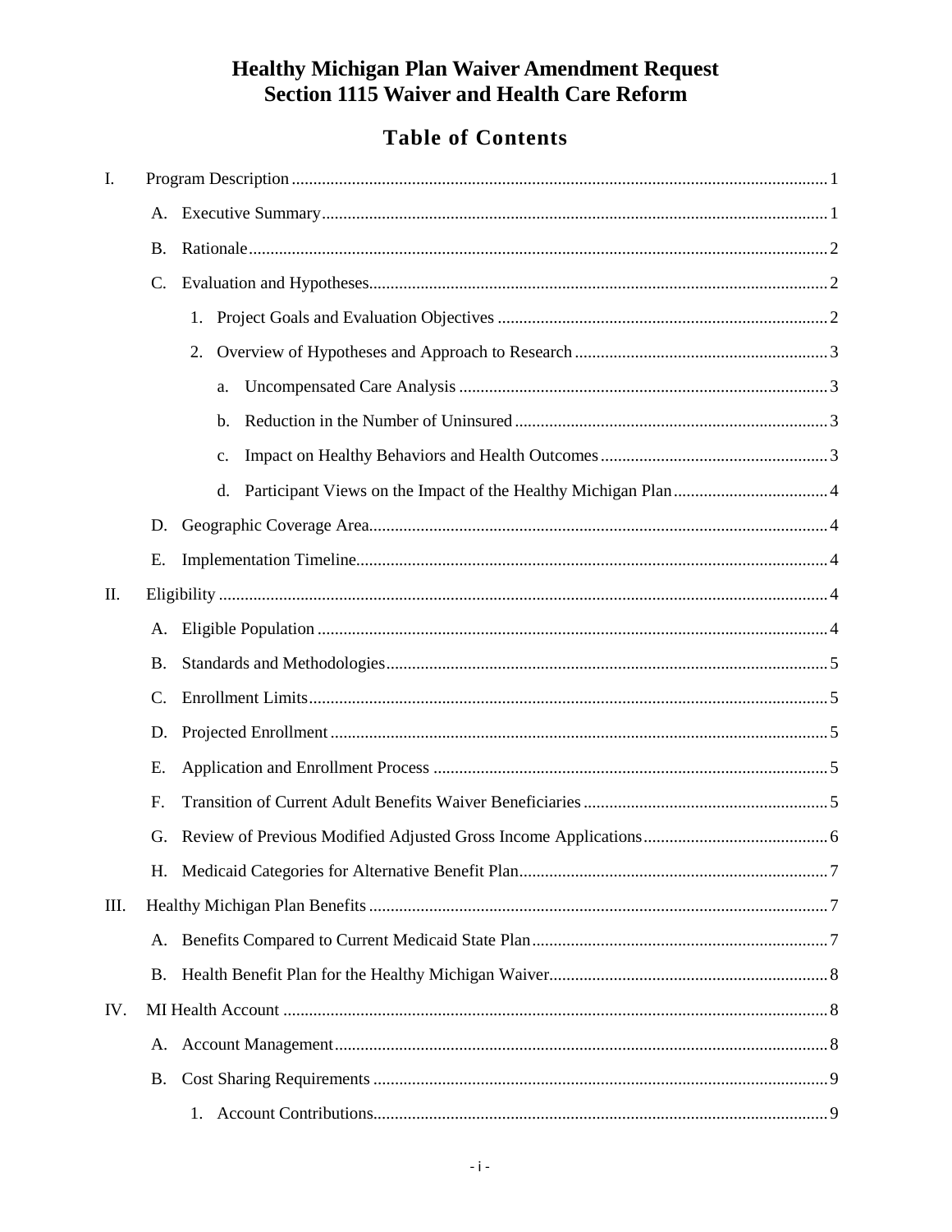# Healthy Michigan Plan Waiver Amendment Request
# Section 1115 Waiver and Health Care Reform

## Table of Contents

- I. Program Description ..... 1
  - A. Executive Summary ..... 1
  - B. Rationale ..... 2
  - C. Evaluation and Hypotheses ..... 2
    - 1. Project Goals and Evaluation Objectives ..... 2
    - 2. Overview of Hypotheses and Approach to Research ..... 3
      - a. Uncompensated Care Analysis ..... 3
      - b. Reduction in the Number of Uninsured ..... 3
      - c. Impact on Healthy Behaviors and Health Outcomes ..... 3
      - d. Participant Views on the Impact of the Healthy Michigan Plan ..... 4
  - D. Geographic Coverage Area ..... 4
  - E. Implementation Timeline ..... 4
- II. Eligibility ..... 4
  - A. Eligible Population ..... 4
  - B. Standards and Methodologies ..... 5
  - C. Enrollment Limits ..... 5
  - D. Projected Enrollment ..... 5
  - E. Application and Enrollment Process ..... 5
  - F. Transition of Current Adult Benefits Waiver Beneficiaries ..... 5
  - G. Review of Previous Modified Adjusted Gross Income Applications ..... 6
  - H. Medicaid Categories for Alternative Benefit Plan ..... 7
- III. Healthy Michigan Plan Benefits ..... 7
  - A. Benefits Compared to Current Medicaid State Plan ..... 7
  - B. Health Benefit Plan for the Healthy Michigan Waiver ..... 8
- IV. MI Health Account ..... 8
  - A. Account Management ..... 8
  - B. Cost Sharing Requirements ..... 9
    - 1. Account Contributions ..... 9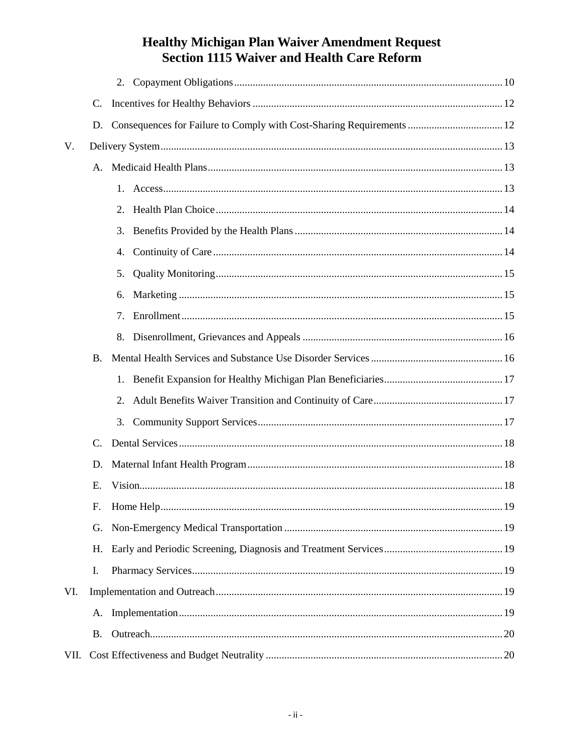# Healthy Michigan Plan Waiver Amendment Request
# Section 1115 Waiver and Health Care Reform

- 2. Copayment Obligations ... 10
- C. Incentives for Healthy Behaviors ... 12
- D. Consequences for Failure to Comply with Cost-Sharing Requirements ... 12

V. Delivery System ... 13

- A. Medicaid Health Plans ... 13
  - 1. Access ... 13
  - 2. Health Plan Choice ... 14
  - 3. Benefits Provided by the Health Plans ... 14
  - 4. Continuity of Care ... 14
  - 5. Quality Monitoring ... 15
  - 6. Marketing ... 15
  - 7. Enrollment ... 15
  - 8. Disenrollment, Grievances and Appeals ... 16
- B. Mental Health Services and Substance Use Disorder Services ... 16
  - 1. Benefit Expansion for Healthy Michigan Plan Beneficiaries ... 17
  - 2. Adult Benefits Waiver Transition and Continuity of Care ... 17
  - 3. Community Support Services ... 17
- C. Dental Services ... 18
- D. Maternal Infant Health Program ... 18
- E. Vision ... 18
- F. Home Help ... 19
- G. Non-Emergency Medical Transportation ... 19
- H. Early and Periodic Screening, Diagnosis and Treatment Services ... 19
- I. Pharmacy Services ... 19

VI. Implementation and Outreach ... 19

- A. Implementation ... 19
- B. Outreach ... 20

VII. Cost Effectiveness and Budget Neutrality ... 20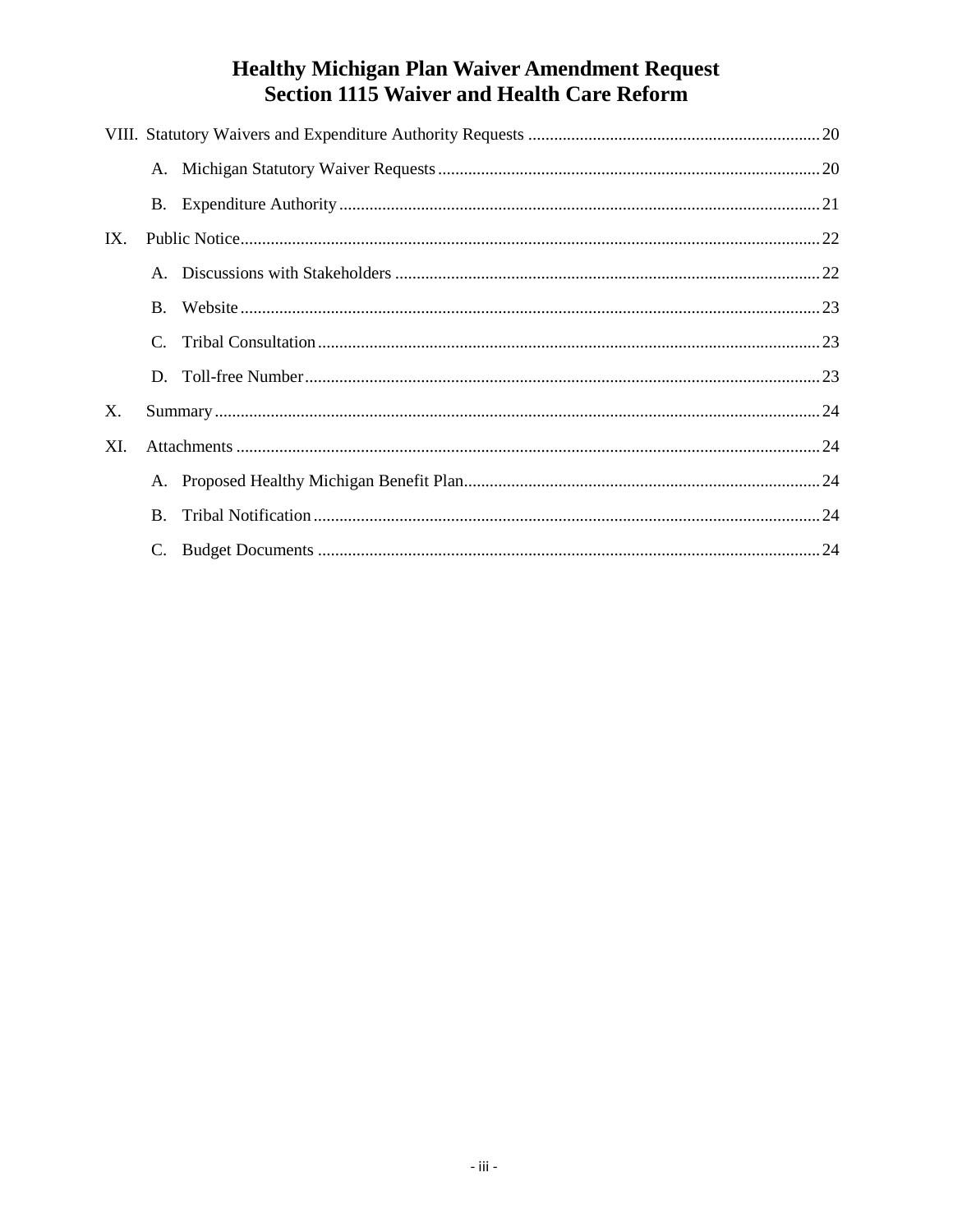# Healthy Michigan Plan Waiver Amendment Request
# Section 1115 Waiver and Health Care Reform

VIII. Statutory Waivers and Expenditure Authority Requests ... 20

- A. Michigan Statutory Waiver Requests ... 20
- B. Expenditure Authority ... 21

IX. Public Notice ... 22

- A. Discussions with Stakeholders ... 22
- B. Website ... 23
- C. Tribal Consultation ... 23
- D. Toll-free Number ... 23

X. Summary ... 24

XI. Attachments ... 24

- A. Proposed Healthy Michigan Benefit Plan ... 24
- B. Tribal Notification ... 24
- C. Budget Documents ... 24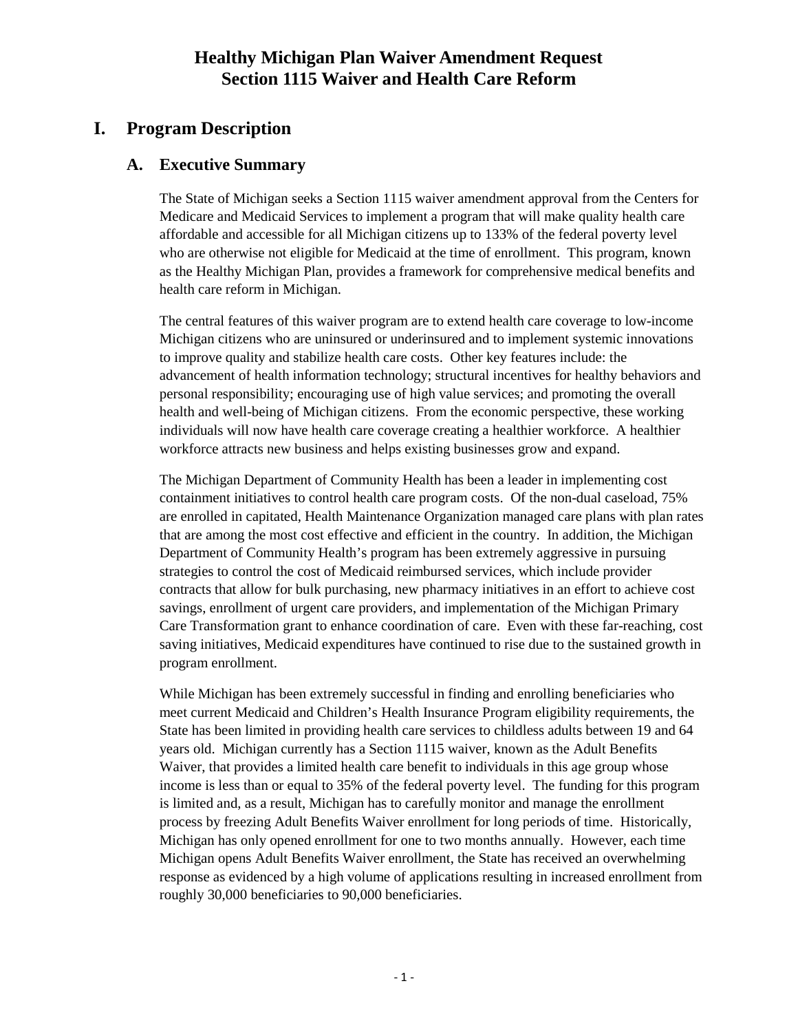# Healthy Michigan Plan Waiver Amendment Request
# Section 1115 Waiver and Health Care Reform

## I. Program Description

### A. Executive Summary

The State of Michigan seeks a Section 1115 waiver amendment approval from the Centers for Medicare and Medicaid Services to implement a program that will make quality health care affordable and accessible for all Michigan citizens up to 133% of the federal poverty level who are otherwise not eligible for Medicaid at the time of enrollment. This program, known as the Healthy Michigan Plan, provides a framework for comprehensive medical benefits and health care reform in Michigan.

The central features of this waiver program are to extend health care coverage to low-income Michigan citizens who are uninsured or underinsured and to implement systemic innovations to improve quality and stabilize health care costs. Other key features include: the advancement of health information technology; structural incentives for healthy behaviors and personal responsibility; encouraging use of high value services; and promoting the overall health and well-being of Michigan citizens. From the economic perspective, these working individuals will now have health care coverage creating a healthier workforce. A healthier workforce attracts new business and helps existing businesses grow and expand.

The Michigan Department of Community Health has been a leader in implementing cost containment initiatives to control health care program costs. Of the non-dual caseload, 75% are enrolled in capitated, Health Maintenance Organization managed care plans with plan rates that are among the most cost effective and efficient in the country. In addition, the Michigan Department of Community Health's program has been extremely aggressive in pursuing strategies to control the cost of Medicaid reimbursed services, which include provider contracts that allow for bulk purchasing, new pharmacy initiatives in an effort to achieve cost savings, enrollment of urgent care providers, and implementation of the Michigan Primary Care Transformation grant to enhance coordination of care. Even with these far-reaching, cost saving initiatives, Medicaid expenditures have continued to rise due to the sustained growth in program enrollment.

While Michigan has been extremely successful in finding and enrolling beneficiaries who meet current Medicaid and Children's Health Insurance Program eligibility requirements, the State has been limited in providing health care services to childless adults between 19 and 64 years old. Michigan currently has a Section 1115 waiver, known as the Adult Benefits Waiver, that provides a limited health care benefit to individuals in this age group whose income is less than or equal to 35% of the federal poverty level. The funding for this program is limited and, as a result, Michigan has to carefully monitor and manage the enrollment process by freezing Adult Benefits Waiver enrollment for long periods of time. Historically, Michigan has only opened enrollment for one to two months annually. However, each time Michigan opens Adult Benefits Waiver enrollment, the State has received an overwhelming response as evidenced by a high volume of applications resulting in increased enrollment from roughly 30,000 beneficiaries to 90,000 beneficiaries.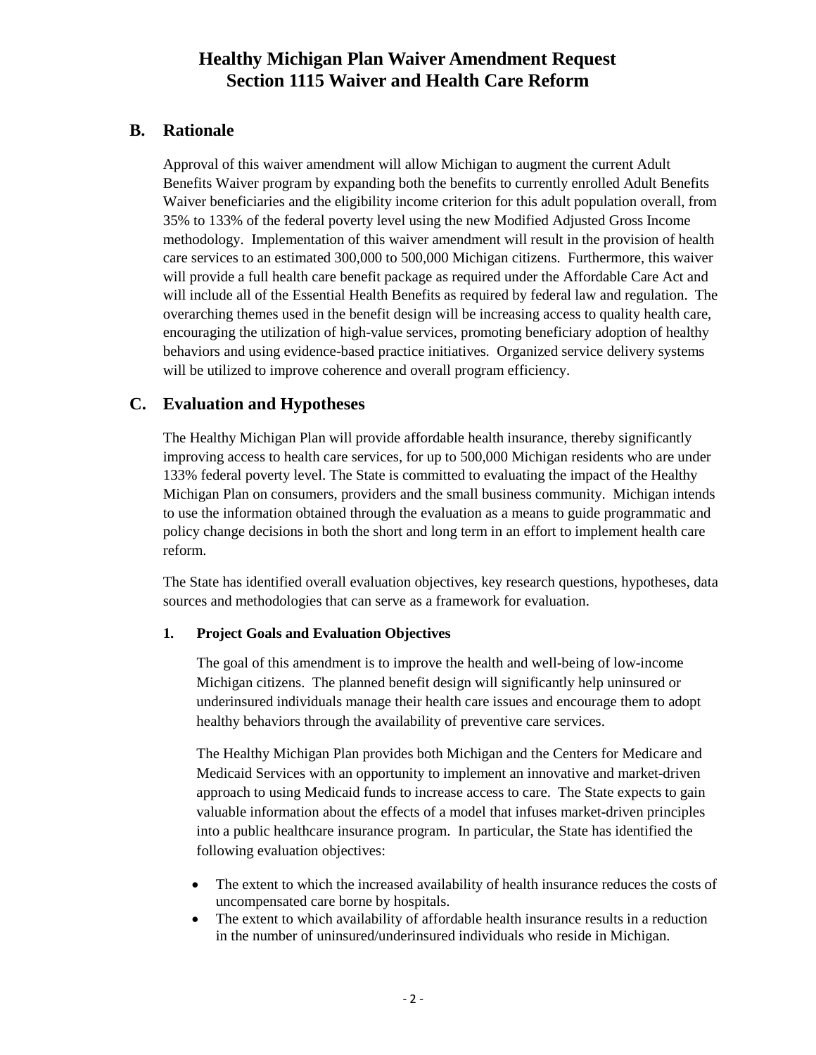## B. Rationale

Approval of this waiver amendment will allow Michigan to augment the current Adult Benefits Waiver program by expanding both the benefits to currently enrolled Adult Benefits Waiver beneficiaries and the eligibility income criterion for this adult population overall, from 35% to 133% of the federal poverty level using the new Modified Adjusted Gross Income methodology. Implementation of this waiver amendment will result in the provision of health care services to an estimated 300,000 to 500,000 Michigan citizens. Furthermore, this waiver will provide a full health care benefit package as required under the Affordable Care Act and will include all of the Essential Health Benefits as required by federal law and regulation. The overarching themes used in the benefit design will be increasing access to quality health care, encouraging the utilization of high-value services, promoting beneficiary adoption of healthy behaviors and using evidence-based practice initiatives. Organized service delivery systems will be utilized to improve coherence and overall program efficiency.

## C. Evaluation and Hypotheses

The Healthy Michigan Plan will provide affordable health insurance, thereby significantly improving access to health care services, for up to 500,000 Michigan residents who are under 133% federal poverty level. The State is committed to evaluating the impact of the Healthy Michigan Plan on consumers, providers and the small business community. Michigan intends to use the information obtained through the evaluation as a means to guide programmatic and policy change decisions in both the short and long term in an effort to implement health care reform.

The State has identified overall evaluation objectives, key research questions, hypotheses, data sources and methodologies that can serve as a framework for evaluation.

### 1. Project Goals and Evaluation Objectives

The goal of this amendment is to improve the health and well-being of low-income Michigan citizens. The planned benefit design will significantly help uninsured or underinsured individuals manage their health care issues and encourage them to adopt healthy behaviors through the availability of preventive care services.

The Healthy Michigan Plan provides both Michigan and the Centers for Medicare and Medicaid Services with an opportunity to implement an innovative and market-driven approach to using Medicaid funds to increase access to care. The State expects to gain valuable information about the effects of a model that infuses market-driven principles into a public healthcare insurance program. In particular, the State has identified the following evaluation objectives:

- The extent to which the increased availability of health insurance reduces the costs of uncompensated care borne by hospitals.
- The extent to which availability of affordable health insurance results in a reduction in the number of uninsured/underinsured individuals who reside in Michigan.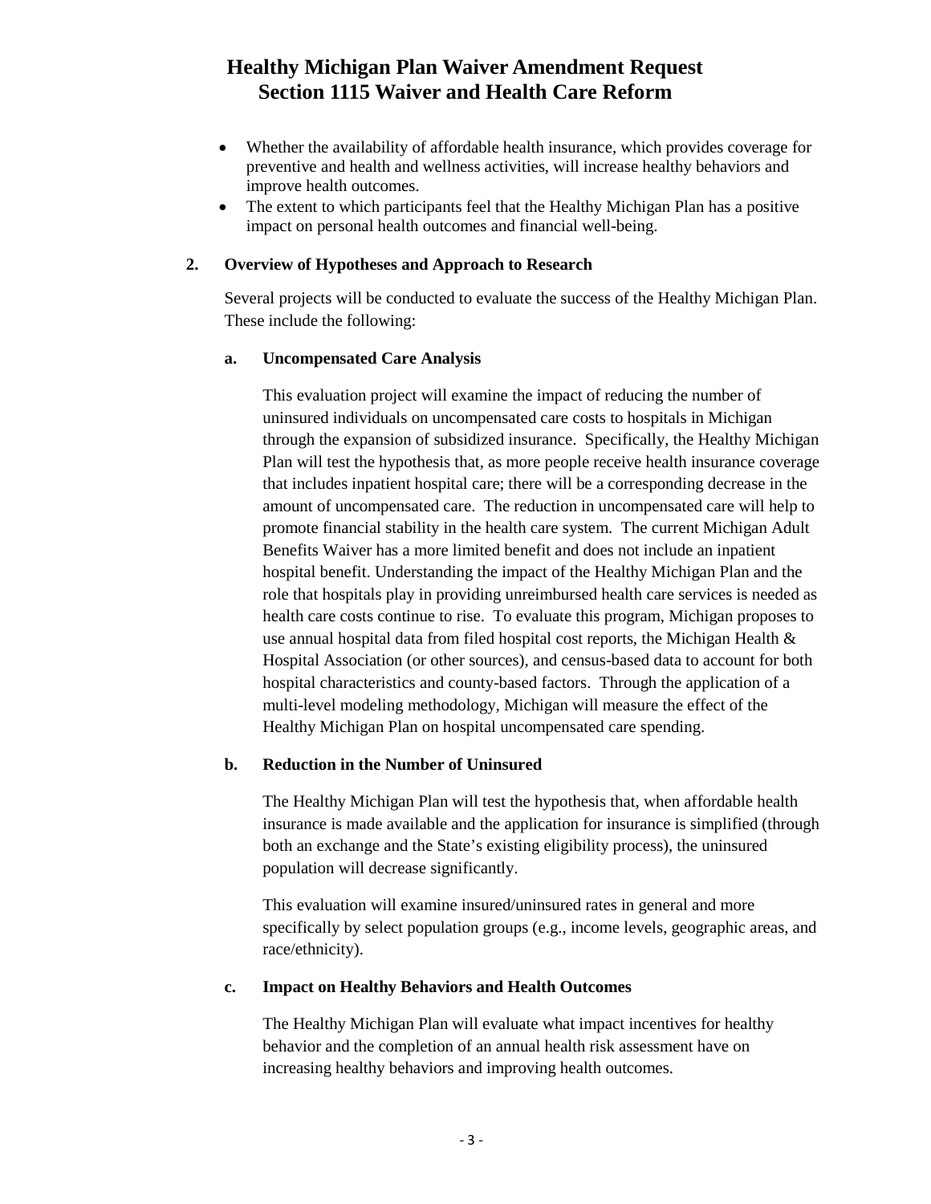- Whether the availability of affordable health insurance, which provides coverage for preventive and health and wellness activities, will increase healthy behaviors and improve health outcomes.
- The extent to which participants feel that the Healthy Michigan Plan has a positive impact on personal health outcomes and financial well-being.

## 2. Overview of Hypotheses and Approach to Research

Several projects will be conducted to evaluate the success of the Healthy Michigan Plan. These include the following:

### a. Uncompensated Care Analysis

This evaluation project will examine the impact of reducing the number of uninsured individuals on uncompensated care costs to hospitals in Michigan through the expansion of subsidized insurance. Specifically, the Healthy Michigan Plan will test the hypothesis that, as more people receive health insurance coverage that includes inpatient hospital care; there will be a corresponding decrease in the amount of uncompensated care. The reduction in uncompensated care will help to promote financial stability in the health care system. The current Michigan Adult Benefits Waiver has a more limited benefit and does not include an inpatient hospital benefit. Understanding the impact of the Healthy Michigan Plan and the role that hospitals play in providing unreimbursed health care services is needed as health care costs continue to rise. To evaluate this program, Michigan proposes to use annual hospital data from filed hospital cost reports, the Michigan Health & Hospital Association (or other sources), and census-based data to account for both hospital characteristics and county-based factors. Through the application of a multi-level modeling methodology, Michigan will measure the effect of the Healthy Michigan Plan on hospital uncompensated care spending.

### b. Reduction in the Number of Uninsured

The Healthy Michigan Plan will test the hypothesis that, when affordable health insurance is made available and the application for insurance is simplified (through both an exchange and the State's existing eligibility process), the uninsured population will decrease significantly.

This evaluation will examine insured/uninsured rates in general and more specifically by select population groups (e.g., income levels, geographic areas, and race/ethnicity).

### c. Impact on Healthy Behaviors and Health Outcomes

The Healthy Michigan Plan will evaluate what impact incentives for healthy behavior and the completion of an annual health risk assessment have on increasing healthy behaviors and improving health outcomes.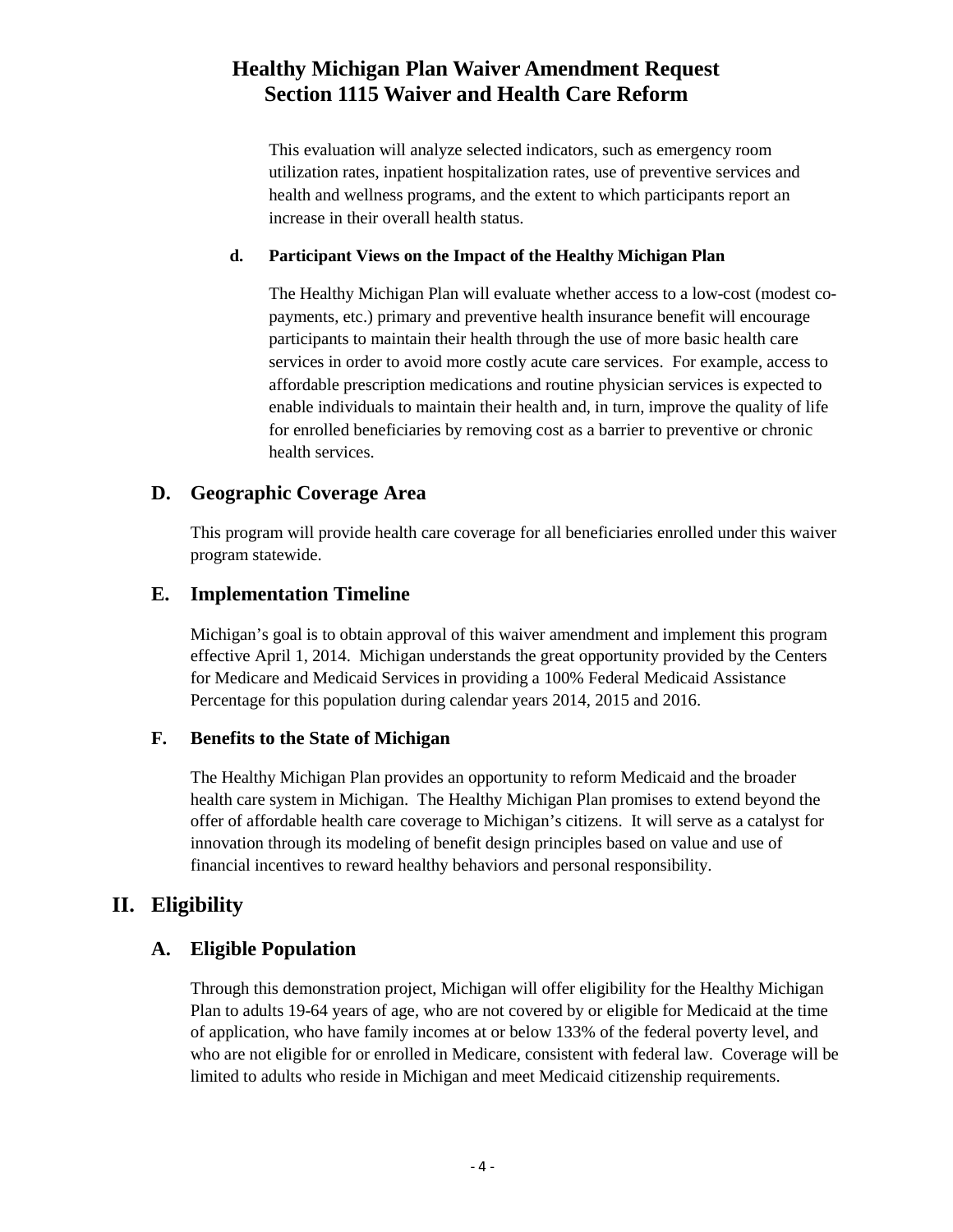This evaluation will analyze selected indicators, such as emergency room utilization rates, inpatient hospitalization rates, use of preventive services and health and wellness programs, and the extent to which participants report an increase in their overall health status.

#### d. Participant Views on the Impact of the Healthy Michigan Plan

The Healthy Michigan Plan will evaluate whether access to a low-cost (modest co-payments, etc.) primary and preventive health insurance benefit will encourage participants to maintain their health through the use of more basic health care services in order to avoid more costly acute care services. For example, access to affordable prescription medications and routine physician services is expected to enable individuals to maintain their health and, in turn, improve the quality of life for enrolled beneficiaries by removing cost as a barrier to preventive or chronic health services.

### D. Geographic Coverage Area

This program will provide health care coverage for all beneficiaries enrolled under this waiver program statewide.

### E. Implementation Timeline

Michigan's goal is to obtain approval of this waiver amendment and implement this program effective April 1, 2014. Michigan understands the great opportunity provided by the Centers for Medicare and Medicaid Services in providing a 100% Federal Medicaid Assistance Percentage for this population during calendar years 2014, 2015 and 2016.

### F. Benefits to the State of Michigan

The Healthy Michigan Plan provides an opportunity to reform Medicaid and the broader health care system in Michigan. The Healthy Michigan Plan promises to extend beyond the offer of affordable health care coverage to Michigan's citizens. It will serve as a catalyst for innovation through its modeling of benefit design principles based on value and use of financial incentives to reward healthy behaviors and personal responsibility.

## II. Eligibility

### A. Eligible Population

Through this demonstration project, Michigan will offer eligibility for the Healthy Michigan Plan to adults 19-64 years of age, who are not covered by or eligible for Medicaid at the time of application, who have family incomes at or below 133% of the federal poverty level, and who are not eligible for or enrolled in Medicare, consistent with federal law. Coverage will be limited to adults who reside in Michigan and meet Medicaid citizenship requirements.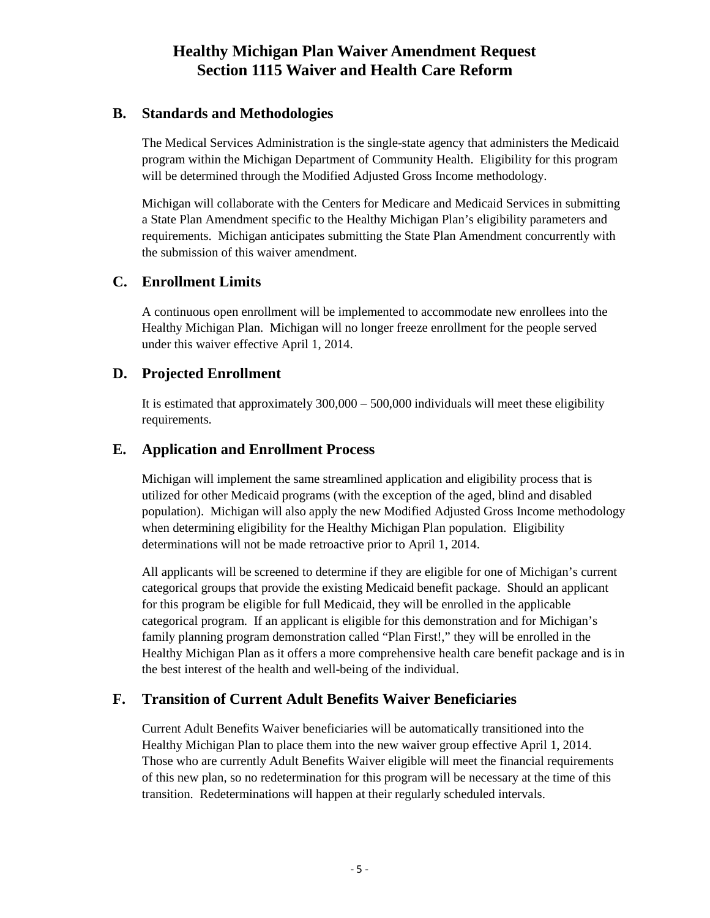## B. Standards and Methodologies

The Medical Services Administration is the single-state agency that administers the Medicaid program within the Michigan Department of Community Health. Eligibility for this program will be determined through the Modified Adjusted Gross Income methodology.

Michigan will collaborate with the Centers for Medicare and Medicaid Services in submitting a State Plan Amendment specific to the Healthy Michigan Plan's eligibility parameters and requirements. Michigan anticipates submitting the State Plan Amendment concurrently with the submission of this waiver amendment.

## C. Enrollment Limits

A continuous open enrollment will be implemented to accommodate new enrollees into the Healthy Michigan Plan. Michigan will no longer freeze enrollment for the people served under this waiver effective April 1, 2014.

## D. Projected Enrollment

It is estimated that approximately 300,000 – 500,000 individuals will meet these eligibility requirements.

## E. Application and Enrollment Process

Michigan will implement the same streamlined application and eligibility process that is utilized for other Medicaid programs (with the exception of the aged, blind and disabled population). Michigan will also apply the new Modified Adjusted Gross Income methodology when determining eligibility for the Healthy Michigan Plan population. Eligibility determinations will not be made retroactive prior to April 1, 2014.

All applicants will be screened to determine if they are eligible for one of Michigan's current categorical groups that provide the existing Medicaid benefit package. Should an applicant for this program be eligible for full Medicaid, they will be enrolled in the applicable categorical program. If an applicant is eligible for this demonstration and for Michigan's family planning program demonstration called "Plan First!," they will be enrolled in the Healthy Michigan Plan as it offers a more comprehensive health care benefit package and is in the best interest of the health and well-being of the individual.

## F. Transition of Current Adult Benefits Waiver Beneficiaries

Current Adult Benefits Waiver beneficiaries will be automatically transitioned into the Healthy Michigan Plan to place them into the new waiver group effective April 1, 2014. Those who are currently Adult Benefits Waiver eligible will meet the financial requirements of this new plan, so no redetermination for this program will be necessary at the time of this transition. Redeterminations will happen at their regularly scheduled intervals.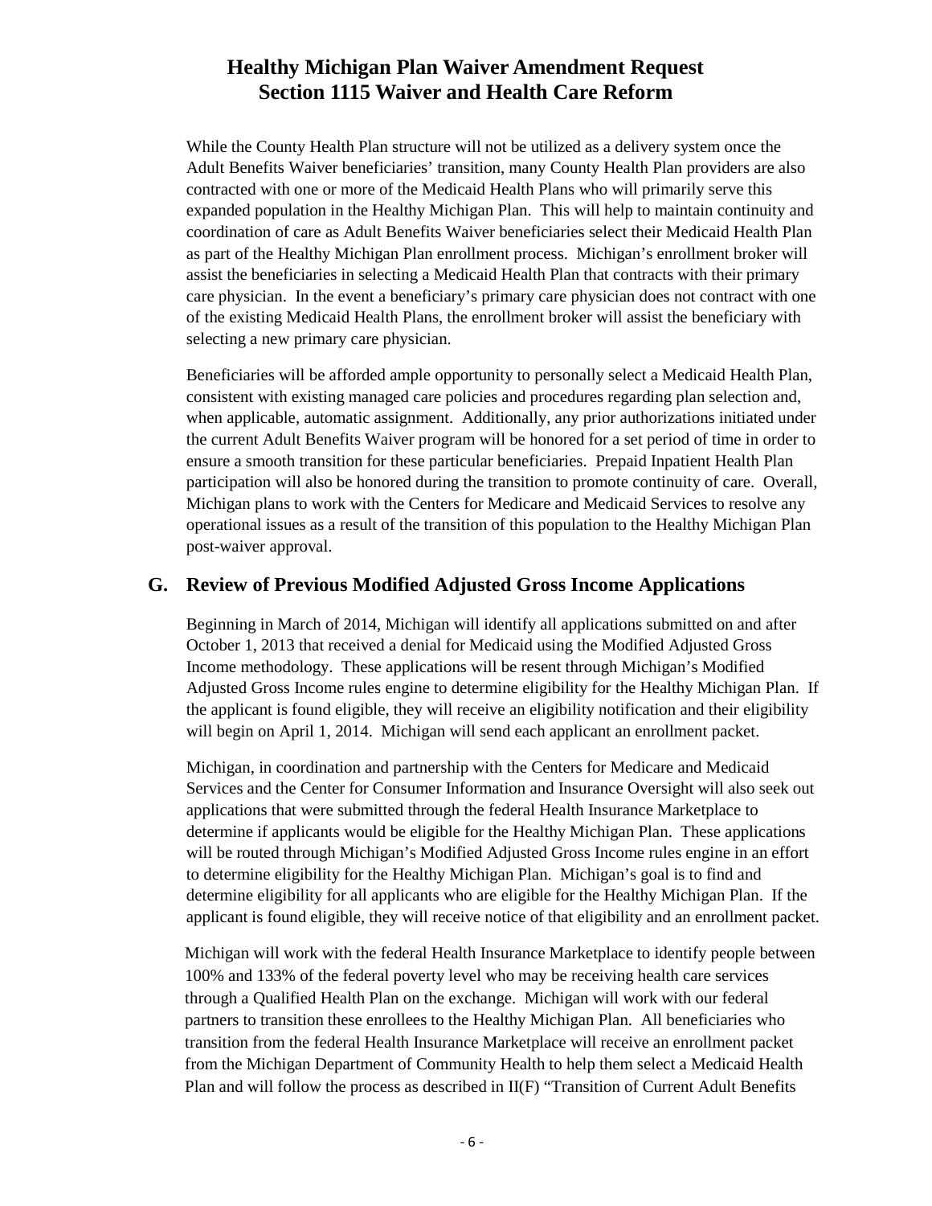While the County Health Plan structure will not be utilized as a delivery system once the Adult Benefits Waiver beneficiaries' transition, many County Health Plan providers are also contracted with one or more of the Medicaid Health Plans who will primarily serve this expanded population in the Healthy Michigan Plan. This will help to maintain continuity and coordination of care as Adult Benefits Waiver beneficiaries select their Medicaid Health Plan as part of the Healthy Michigan Plan enrollment process. Michigan's enrollment broker will assist the beneficiaries in selecting a Medicaid Health Plan that contracts with their primary care physician. In the event a beneficiary's primary care physician does not contract with one of the existing Medicaid Health Plans, the enrollment broker will assist the beneficiary with selecting a new primary care physician.

Beneficiaries will be afforded ample opportunity to personally select a Medicaid Health Plan, consistent with existing managed care policies and procedures regarding plan selection and, when applicable, automatic assignment. Additionally, any prior authorizations initiated under the current Adult Benefits Waiver program will be honored for a set period of time in order to ensure a smooth transition for these particular beneficiaries. Prepaid Inpatient Health Plan participation will also be honored during the transition to promote continuity of care. Overall, Michigan plans to work with the Centers for Medicare and Medicaid Services to resolve any operational issues as a result of the transition of this population to the Healthy Michigan Plan post-waiver approval.

## G. Review of Previous Modified Adjusted Gross Income Applications

Beginning in March of 2014, Michigan will identify all applications submitted on and after October 1, 2013 that received a denial for Medicaid using the Modified Adjusted Gross Income methodology. These applications will be resent through Michigan's Modified Adjusted Gross Income rules engine to determine eligibility for the Healthy Michigan Plan. If the applicant is found eligible, they will receive an eligibility notification and their eligibility will begin on April 1, 2014. Michigan will send each applicant an enrollment packet.

Michigan, in coordination and partnership with the Centers for Medicare and Medicaid Services and the Center for Consumer Information and Insurance Oversight will also seek out applications that were submitted through the federal Health Insurance Marketplace to determine if applicants would be eligible for the Healthy Michigan Plan. These applications will be routed through Michigan's Modified Adjusted Gross Income rules engine in an effort to determine eligibility for the Healthy Michigan Plan. Michigan's goal is to find and determine eligibility for all applicants who are eligible for the Healthy Michigan Plan. If the applicant is found eligible, they will receive notice of that eligibility and an enrollment packet.

Michigan will work with the federal Health Insurance Marketplace to identify people between 100% and 133% of the federal poverty level who may be receiving health care services through a Qualified Health Plan on the exchange. Michigan will work with our federal partners to transition these enrollees to the Healthy Michigan Plan. All beneficiaries who transition from the federal Health Insurance Marketplace will receive an enrollment packet from the Michigan Department of Community Health to help them select a Medicaid Health Plan and will follow the process as described in II(F) "Transition of Current Adult Benefits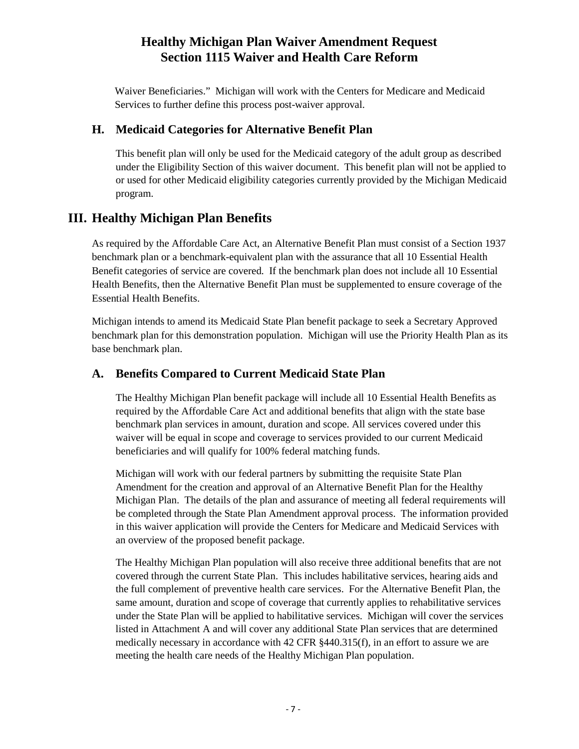Waiver Beneficiaries." Michigan will work with the Centers for Medicare and Medicaid Services to further define this process post-waiver approval.

### H. Medicaid Categories for Alternative Benefit Plan

This benefit plan will only be used for the Medicaid category of the adult group as described under the Eligibility Section of this waiver document. This benefit plan will not be applied to or used for other Medicaid eligibility categories currently provided by the Michigan Medicaid program.

## III. Healthy Michigan Plan Benefits

As required by the Affordable Care Act, an Alternative Benefit Plan must consist of a Section 1937 benchmark plan or a benchmark-equivalent plan with the assurance that all 10 Essential Health Benefit categories of service are covered. If the benchmark plan does not include all 10 Essential Health Benefits, then the Alternative Benefit Plan must be supplemented to ensure coverage of the Essential Health Benefits.

Michigan intends to amend its Medicaid State Plan benefit package to seek a Secretary Approved benchmark plan for this demonstration population. Michigan will use the Priority Health Plan as its base benchmark plan.

### A. Benefits Compared to Current Medicaid State Plan

The Healthy Michigan Plan benefit package will include all 10 Essential Health Benefits as required by the Affordable Care Act and additional benefits that align with the state base benchmark plan services in amount, duration and scope. All services covered under this waiver will be equal in scope and coverage to services provided to our current Medicaid beneficiaries and will qualify for 100% federal matching funds.

Michigan will work with our federal partners by submitting the requisite State Plan Amendment for the creation and approval of an Alternative Benefit Plan for the Healthy Michigan Plan. The details of the plan and assurance of meeting all federal requirements will be completed through the State Plan Amendment approval process. The information provided in this waiver application will provide the Centers for Medicare and Medicaid Services with an overview of the proposed benefit package.

The Healthy Michigan Plan population will also receive three additional benefits that are not covered through the current State Plan. This includes habilitative services, hearing aids and the full complement of preventive health care services. For the Alternative Benefit Plan, the same amount, duration and scope of coverage that currently applies to rehabilitative services under the State Plan will be applied to habilitative services. Michigan will cover the services listed in Attachment A and will cover any additional State Plan services that are determined medically necessary in accordance with 42 CFR §440.315(f), in an effort to assure we are meeting the health care needs of the Healthy Michigan Plan population.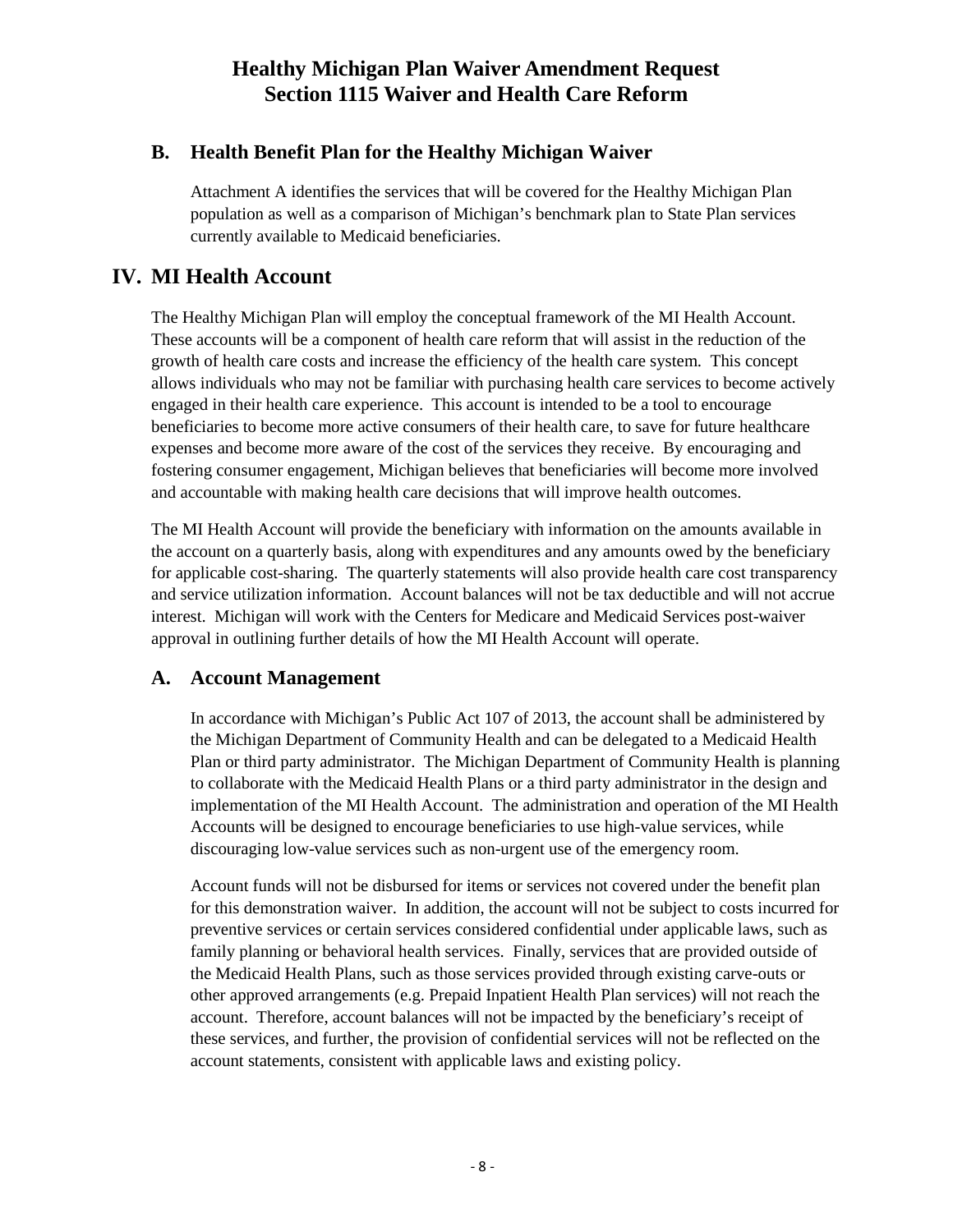## B. Health Benefit Plan for the Healthy Michigan Waiver

Attachment A identifies the services that will be covered for the Healthy Michigan Plan population as well as a comparison of Michigan's benchmark plan to State Plan services currently available to Medicaid beneficiaries.

# IV. MI Health Account

The Healthy Michigan Plan will employ the conceptual framework of the MI Health Account. These accounts will be a component of health care reform that will assist in the reduction of the growth of health care costs and increase the efficiency of the health care system. This concept allows individuals who may not be familiar with purchasing health care services to become actively engaged in their health care experience. This account is intended to be a tool to encourage beneficiaries to become more active consumers of their health care, to save for future healthcare expenses and become more aware of the cost of the services they receive. By encouraging and fostering consumer engagement, Michigan believes that beneficiaries will become more involved and accountable with making health care decisions that will improve health outcomes.

The MI Health Account will provide the beneficiary with information on the amounts available in the account on a quarterly basis, along with expenditures and any amounts owed by the beneficiary for applicable cost-sharing. The quarterly statements will also provide health care cost transparency and service utilization information. Account balances will not be tax deductible and will not accrue interest. Michigan will work with the Centers for Medicare and Medicaid Services post-waiver approval in outlining further details of how the MI Health Account will operate.

## A. Account Management

In accordance with Michigan's Public Act 107 of 2013, the account shall be administered by the Michigan Department of Community Health and can be delegated to a Medicaid Health Plan or third party administrator. The Michigan Department of Community Health is planning to collaborate with the Medicaid Health Plans or a third party administrator in the design and implementation of the MI Health Account. The administration and operation of the MI Health Accounts will be designed to encourage beneficiaries to use high-value services, while discouraging low-value services such as non-urgent use of the emergency room.

Account funds will not be disbursed for items or services not covered under the benefit plan for this demonstration waiver. In addition, the account will not be subject to costs incurred for preventive services or certain services considered confidential under applicable laws, such as family planning or behavioral health services. Finally, services that are provided outside of the Medicaid Health Plans, such as those services provided through existing carve-outs or other approved arrangements (e.g. Prepaid Inpatient Health Plan services) will not reach the account. Therefore, account balances will not be impacted by the beneficiary's receipt of these services, and further, the provision of confidential services will not be reflected on the account statements, consistent with applicable laws and existing policy.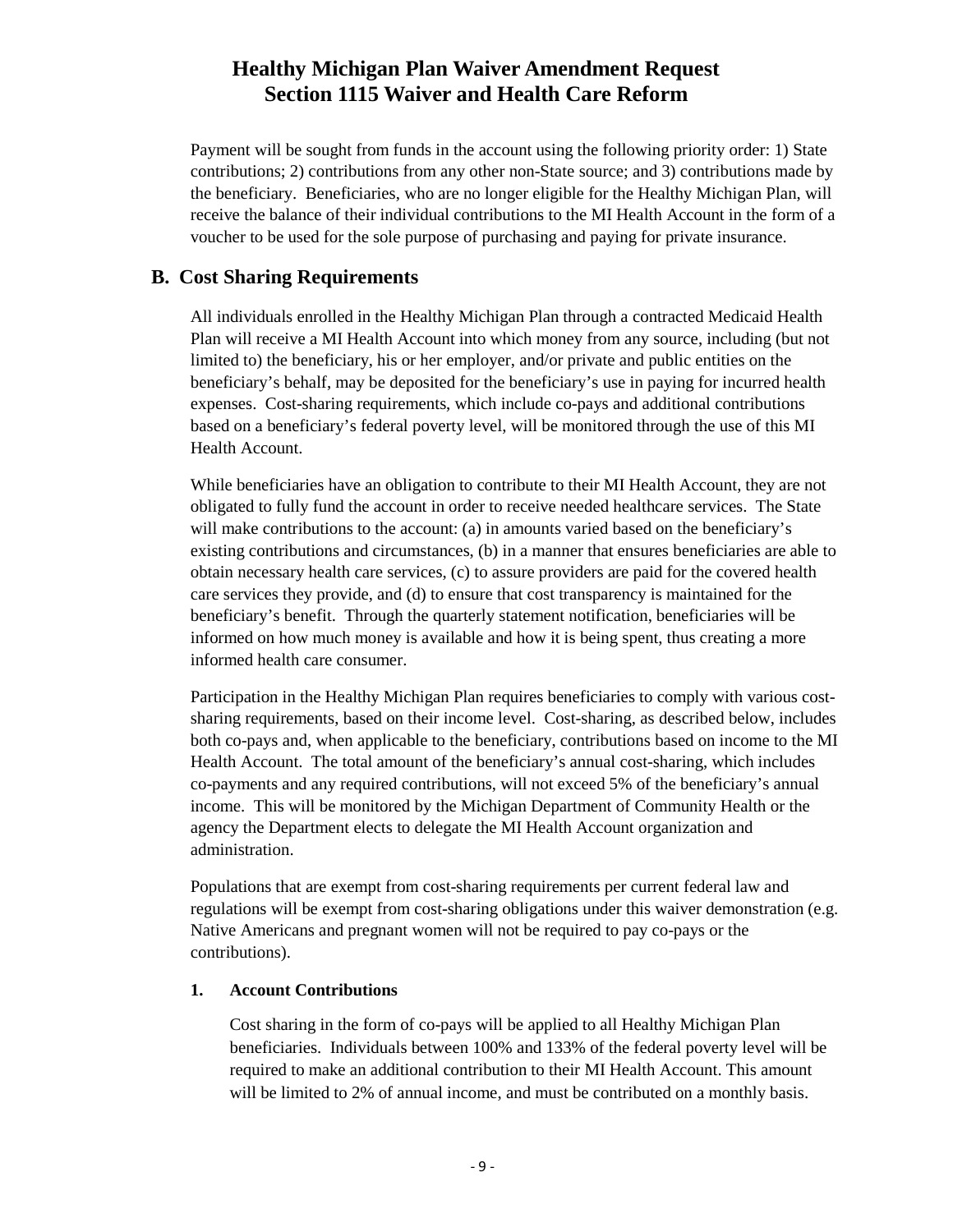Payment will be sought from funds in the account using the following priority order: 1) State contributions; 2) contributions from any other non-State source; and 3) contributions made by the beneficiary. Beneficiaries, who are no longer eligible for the Healthy Michigan Plan, will receive the balance of their individual contributions to the MI Health Account in the form of a voucher to be used for the sole purpose of purchasing and paying for private insurance.

## B. Cost Sharing Requirements

All individuals enrolled in the Healthy Michigan Plan through a contracted Medicaid Health Plan will receive a MI Health Account into which money from any source, including (but not limited to) the beneficiary, his or her employer, and/or private and public entities on the beneficiary's behalf, may be deposited for the beneficiary's use in paying for incurred health expenses. Cost-sharing requirements, which include co-pays and additional contributions based on a beneficiary's federal poverty level, will be monitored through the use of this MI Health Account.

While beneficiaries have an obligation to contribute to their MI Health Account, they are not obligated to fully fund the account in order to receive needed healthcare services. The State will make contributions to the account: (a) in amounts varied based on the beneficiary's existing contributions and circumstances, (b) in a manner that ensures beneficiaries are able to obtain necessary health care services, (c) to assure providers are paid for the covered health care services they provide, and (d) to ensure that cost transparency is maintained for the beneficiary's benefit. Through the quarterly statement notification, beneficiaries will be informed on how much money is available and how it is being spent, thus creating a more informed health care consumer.

Participation in the Healthy Michigan Plan requires beneficiaries to comply with various cost-sharing requirements, based on their income level. Cost-sharing, as described below, includes both co-pays and, when applicable to the beneficiary, contributions based on income to the MI Health Account. The total amount of the beneficiary's annual cost-sharing, which includes co-payments and any required contributions, will not exceed 5% of the beneficiary's annual income. This will be monitored by the Michigan Department of Community Health or the agency the Department elects to delegate the MI Health Account organization and administration.

Populations that are exempt from cost-sharing requirements per current federal law and regulations will be exempt from cost-sharing obligations under this waiver demonstration (e.g. Native Americans and pregnant women will not be required to pay co-pays or the contributions).

### 1. Account Contributions

Cost sharing in the form of co-pays will be applied to all Healthy Michigan Plan beneficiaries. Individuals between 100% and 133% of the federal poverty level will be required to make an additional contribution to their MI Health Account. This amount will be limited to 2% of annual income, and must be contributed on a monthly basis.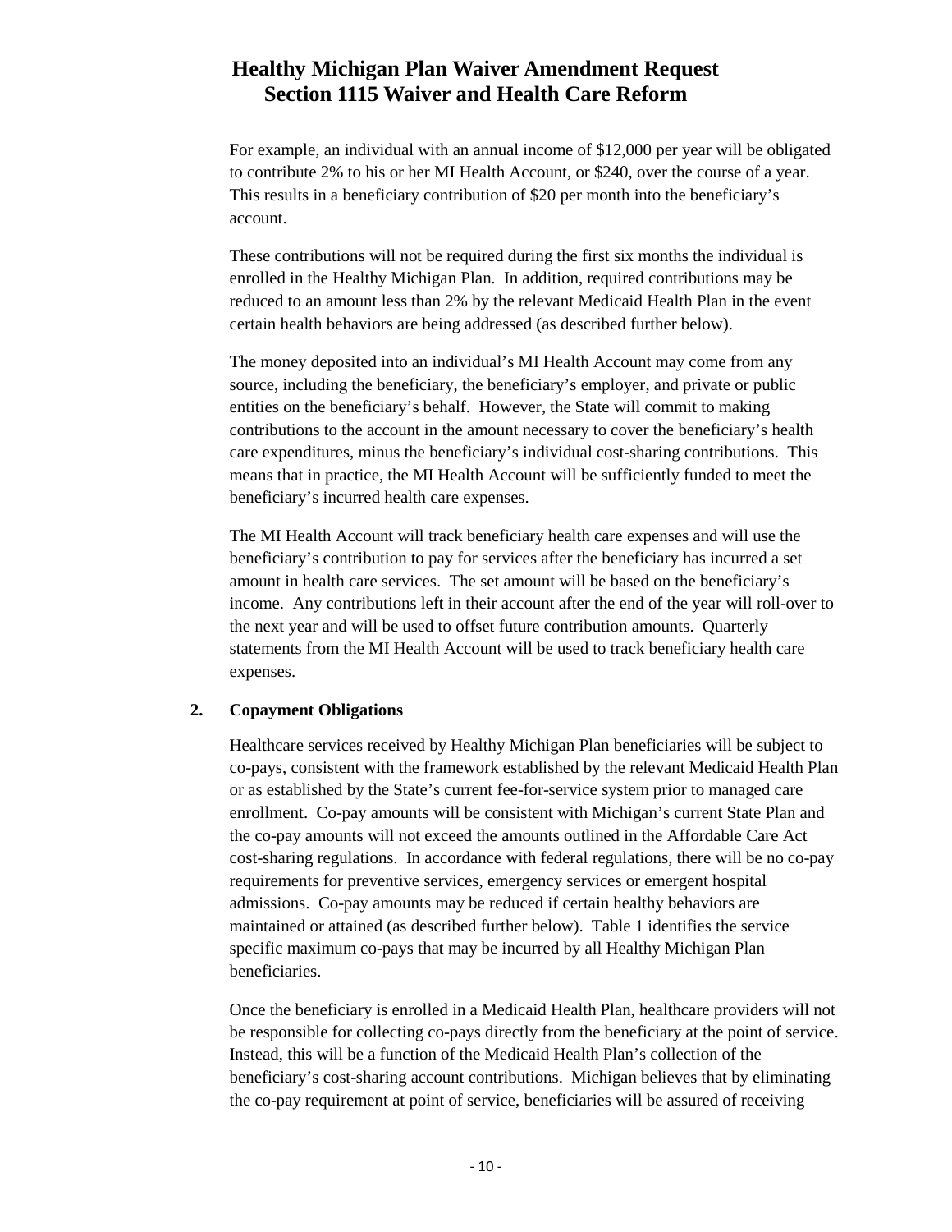For example, an individual with an annual income of $12,000 per year will be obligated to contribute 2% to his or her MI Health Account, or $240, over the course of a year. This results in a beneficiary contribution of $20 per month into the beneficiary's account.

These contributions will not be required during the first six months the individual is enrolled in the Healthy Michigan Plan. In addition, required contributions may be reduced to an amount less than 2% by the relevant Medicaid Health Plan in the event certain health behaviors are being addressed (as described further below).

The money deposited into an individual's MI Health Account may come from any source, including the beneficiary, the beneficiary's employer, and private or public entities on the beneficiary's behalf. However, the State will commit to making contributions to the account in the amount necessary to cover the beneficiary's health care expenditures, minus the beneficiary's individual cost-sharing contributions. This means that in practice, the MI Health Account will be sufficiently funded to meet the beneficiary's incurred health care expenses.

The MI Health Account will track beneficiary health care expenses and will use the beneficiary's contribution to pay for services after the beneficiary has incurred a set amount in health care services. The set amount will be based on the beneficiary's income. Any contributions left in their account after the end of the year will roll-over to the next year and will be used to offset future contribution amounts. Quarterly statements from the MI Health Account will be used to track beneficiary health care expenses.

### 2. Copayment Obligations

Healthcare services received by Healthy Michigan Plan beneficiaries will be subject to co-pays, consistent with the framework established by the relevant Medicaid Health Plan or as established by the State's current fee-for-service system prior to managed care enrollment. Co-pay amounts will be consistent with Michigan's current State Plan and the co-pay amounts will not exceed the amounts outlined in the Affordable Care Act cost-sharing regulations. In accordance with federal regulations, there will be no co-pay requirements for preventive services, emergency services or emergent hospital admissions. Co-pay amounts may be reduced if certain healthy behaviors are maintained or attained (as described further below). Table 1 identifies the service specific maximum co-pays that may be incurred by all Healthy Michigan Plan beneficiaries.

Once the beneficiary is enrolled in a Medicaid Health Plan, healthcare providers will not be responsible for collecting co-pays directly from the beneficiary at the point of service. Instead, this will be a function of the Medicaid Health Plan's collection of the beneficiary's cost-sharing account contributions. Michigan believes that by eliminating the co-pay requirement at point of service, beneficiaries will be assured of receiving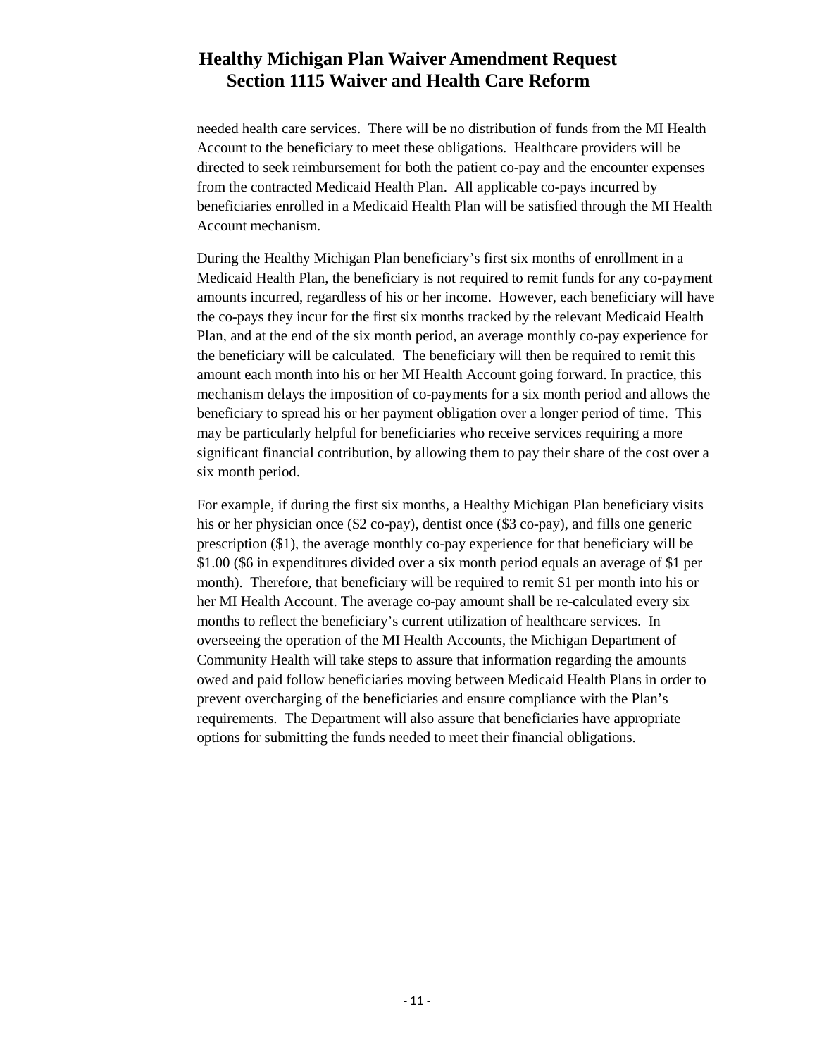needed health care services. There will be no distribution of funds from the MI Health Account to the beneficiary to meet these obligations. Healthcare providers will be directed to seek reimbursement for both the patient co-pay and the encounter expenses from the contracted Medicaid Health Plan. All applicable co-pays incurred by beneficiaries enrolled in a Medicaid Health Plan will be satisfied through the MI Health Account mechanism.

During the Healthy Michigan Plan beneficiary's first six months of enrollment in a Medicaid Health Plan, the beneficiary is not required to remit funds for any co-payment amounts incurred, regardless of his or her income. However, each beneficiary will have the co-pays they incur for the first six months tracked by the relevant Medicaid Health Plan, and at the end of the six month period, an average monthly co-pay experience for the beneficiary will be calculated. The beneficiary will then be required to remit this amount each month into his or her MI Health Account going forward. In practice, this mechanism delays the imposition of co-payments for a six month period and allows the beneficiary to spread his or her payment obligation over a longer period of time. This may be particularly helpful for beneficiaries who receive services requiring a more significant financial contribution, by allowing them to pay their share of the cost over a six month period.

For example, if during the first six months, a Healthy Michigan Plan beneficiary visits his or her physician once ($2 co-pay), dentist once ($3 co-pay), and fills one generic prescription ($1), the average monthly co-pay experience for that beneficiary will be $1.00 ($6 in expenditures divided over a six month period equals an average of $1 per month). Therefore, that beneficiary will be required to remit $1 per month into his or her MI Health Account. The average co-pay amount shall be re-calculated every six months to reflect the beneficiary's current utilization of healthcare services. In overseeing the operation of the MI Health Accounts, the Michigan Department of Community Health will take steps to assure that information regarding the amounts owed and paid follow beneficiaries moving between Medicaid Health Plans in order to prevent overcharging of the beneficiaries and ensure compliance with the Plan's requirements. The Department will also assure that beneficiaries have appropriate options for submitting the funds needed to meet their financial obligations.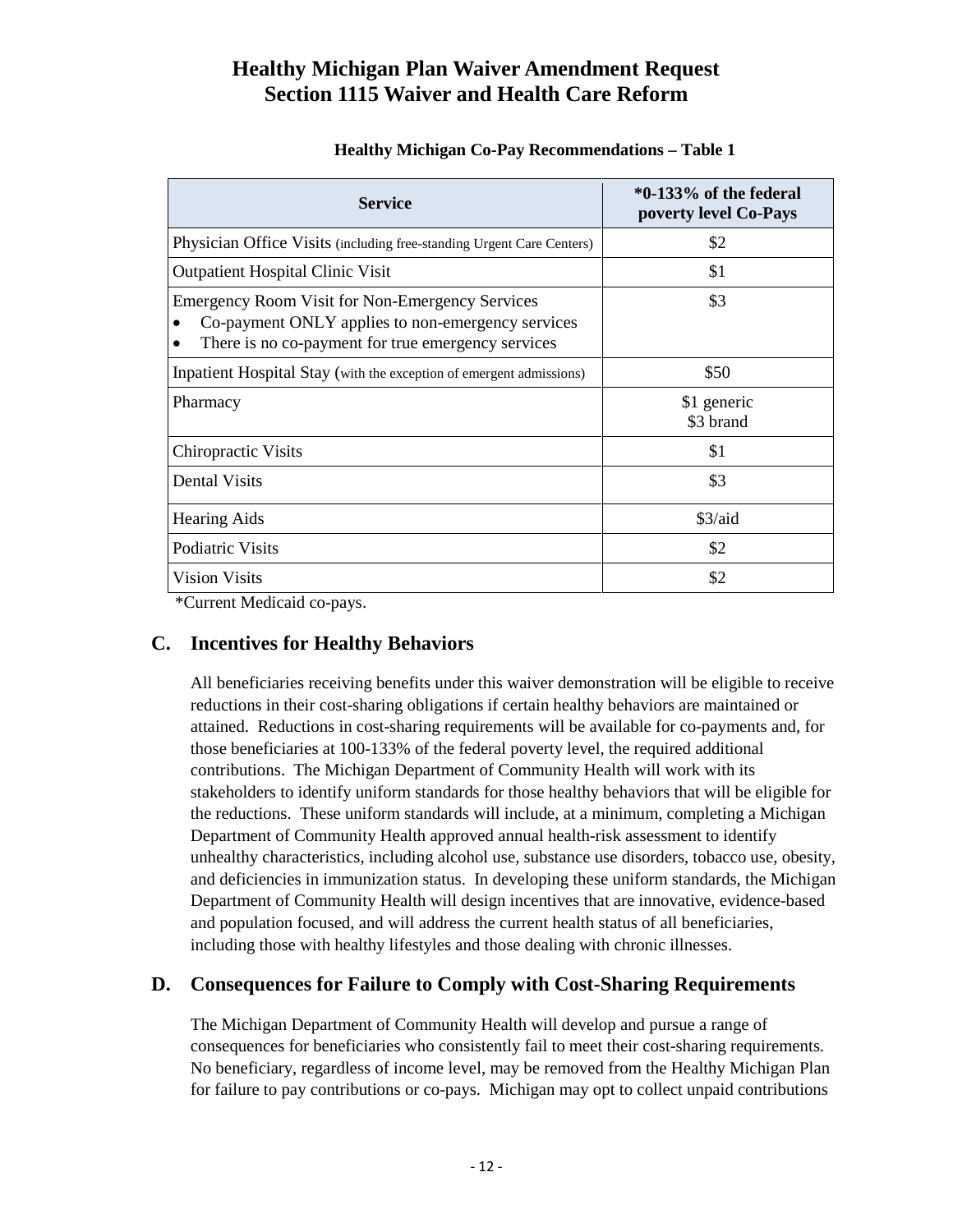# Healthy Michigan Plan Waiver Amendment Request
# Section 1115 Waiver and Health Care Reform

**Healthy Michigan Co-Pay Recommendations – Table 1**

| Service | *0-133% of the federal poverty level Co-Pays |
|---|---|
| Physician Office Visits (including free-standing Urgent Care Centers) | $2 |
| Outpatient Hospital Clinic Visit | $1 |
| Emergency Room Visit for Non-Emergency Services<br>• Co-payment ONLY applies to non-emergency services<br>• There is no co-payment for true emergency services | $3 |
| Inpatient Hospital Stay (with the exception of emergent admissions) | $50 |
| Pharmacy | $1 generic<br>$3 brand |
| Chiropractic Visits | $1 |
| Dental Visits | $3 |
| Hearing Aids | $3/aid |
| Podiatric Visits | $2 |
| Vision Visits | $2 |

*Current Medicaid co-pays.

## C. Incentives for Healthy Behaviors

All beneficiaries receiving benefits under this waiver demonstration will be eligible to receive reductions in their cost-sharing obligations if certain healthy behaviors are maintained or attained. Reductions in cost-sharing requirements will be available for co-payments and, for those beneficiaries at 100-133% of the federal poverty level, the required additional contributions. The Michigan Department of Community Health will work with its stakeholders to identify uniform standards for those healthy behaviors that will be eligible for the reductions. These uniform standards will include, at a minimum, completing a Michigan Department of Community Health approved annual health-risk assessment to identify unhealthy characteristics, including alcohol use, substance use disorders, tobacco use, obesity, and deficiencies in immunization status. In developing these uniform standards, the Michigan Department of Community Health will design incentives that are innovative, evidence-based and population focused, and will address the current health status of all beneficiaries, including those with healthy lifestyles and those dealing with chronic illnesses.

## D. Consequences for Failure to Comply with Cost-Sharing Requirements

The Michigan Department of Community Health will develop and pursue a range of consequences for beneficiaries who consistently fail to meet their cost-sharing requirements. No beneficiary, regardless of income level, may be removed from the Healthy Michigan Plan for failure to pay contributions or co-pays. Michigan may opt to collect unpaid contributions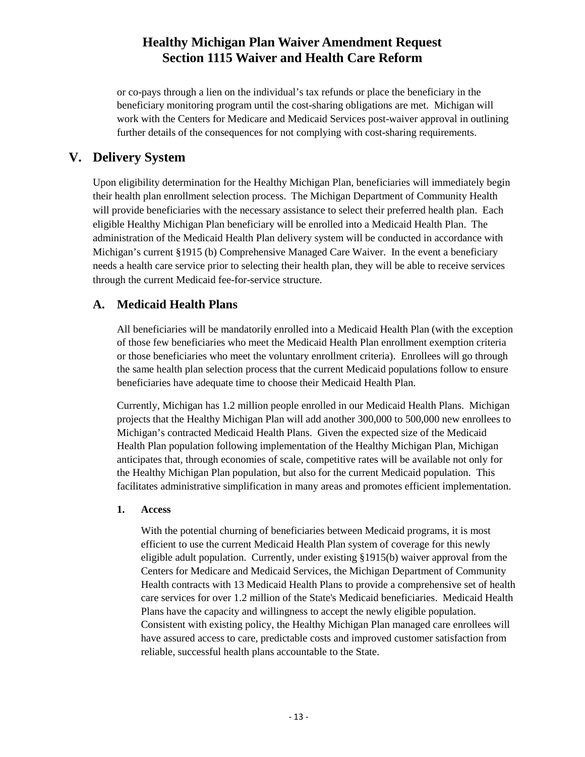or co-pays through a lien on the individual's tax refunds or place the beneficiary in the beneficiary monitoring program until the cost-sharing obligations are met. Michigan will work with the Centers for Medicare and Medicaid Services post-waiver approval in outlining further details of the consequences for not complying with cost-sharing requirements.

## V. Delivery System

Upon eligibility determination for the Healthy Michigan Plan, beneficiaries will immediately begin their health plan enrollment selection process. The Michigan Department of Community Health will provide beneficiaries with the necessary assistance to select their preferred health plan. Each eligible Healthy Michigan Plan beneficiary will be enrolled into a Medicaid Health Plan. The administration of the Medicaid Health Plan delivery system will be conducted in accordance with Michigan's current §1915 (b) Comprehensive Managed Care Waiver. In the event a beneficiary needs a health care service prior to selecting their health plan, they will be able to receive services through the current Medicaid fee-for-service structure.

### A. Medicaid Health Plans

All beneficiaries will be mandatorily enrolled into a Medicaid Health Plan (with the exception of those few beneficiaries who meet the Medicaid Health Plan enrollment exemption criteria or those beneficiaries who meet the voluntary enrollment criteria). Enrollees will go through the same health plan selection process that the current Medicaid populations follow to ensure beneficiaries have adequate time to choose their Medicaid Health Plan.

Currently, Michigan has 1.2 million people enrolled in our Medicaid Health Plans. Michigan projects that the Healthy Michigan Plan will add another 300,000 to 500,000 new enrollees to Michigan's contracted Medicaid Health Plans. Given the expected size of the Medicaid Health Plan population following implementation of the Healthy Michigan Plan, Michigan anticipates that, through economies of scale, competitive rates will be available not only for the Healthy Michigan Plan population, but also for the current Medicaid population. This facilitates administrative simplification in many areas and promotes efficient implementation.

#### 1. Access

With the potential churning of beneficiaries between Medicaid programs, it is most efficient to use the current Medicaid Health Plan system of coverage for this newly eligible adult population. Currently, under existing §1915(b) waiver approval from the Centers for Medicare and Medicaid Services, the Michigan Department of Community Health contracts with 13 Medicaid Health Plans to provide a comprehensive set of health care services for over 1.2 million of the State's Medicaid beneficiaries. Medicaid Health Plans have the capacity and willingness to accept the newly eligible population. Consistent with existing policy, the Healthy Michigan Plan managed care enrollees will have assured access to care, predictable costs and improved customer satisfaction from reliable, successful health plans accountable to the State.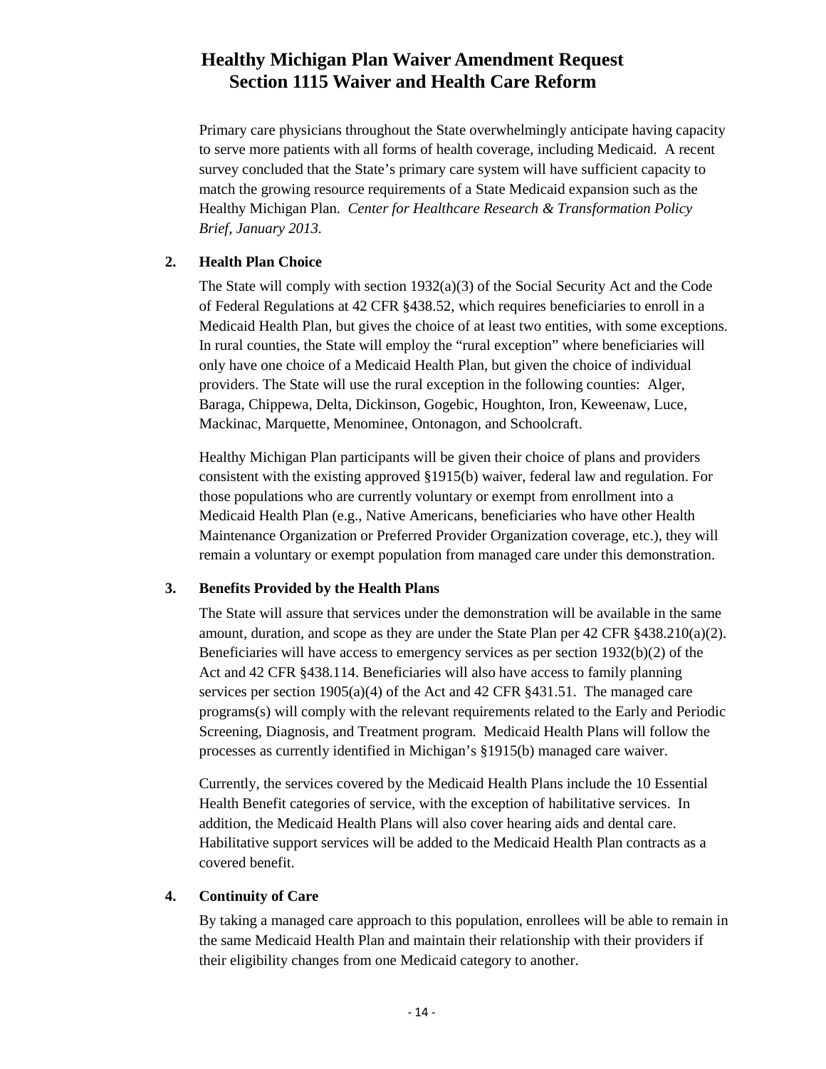Primary care physicians throughout the State overwhelmingly anticipate having capacity to serve more patients with all forms of health coverage, including Medicaid. A recent survey concluded that the State's primary care system will have sufficient capacity to match the growing resource requirements of a State Medicaid expansion such as the Healthy Michigan Plan. *Center for Healthcare Research & Transformation Policy Brief, January 2013.*

**2. Health Plan Choice**

The State will comply with section 1932(a)(3) of the Social Security Act and the Code of Federal Regulations at 42 CFR §438.52, which requires beneficiaries to enroll in a Medicaid Health Plan, but gives the choice of at least two entities, with some exceptions. In rural counties, the State will employ the "rural exception" where beneficiaries will only have one choice of a Medicaid Health Plan, but given the choice of individual providers. The State will use the rural exception in the following counties: Alger, Baraga, Chippewa, Delta, Dickinson, Gogebic, Houghton, Iron, Keweenaw, Luce, Mackinac, Marquette, Menominee, Ontonagon, and Schoolcraft.

Healthy Michigan Plan participants will be given their choice of plans and providers consistent with the existing approved §1915(b) waiver, federal law and regulation. For those populations who are currently voluntary or exempt from enrollment into a Medicaid Health Plan (e.g., Native Americans, beneficiaries who have other Health Maintenance Organization or Preferred Provider Organization coverage, etc.), they will remain a voluntary or exempt population from managed care under this demonstration.

**3. Benefits Provided by the Health Plans**

The State will assure that services under the demonstration will be available in the same amount, duration, and scope as they are under the State Plan per 42 CFR §438.210(a)(2). Beneficiaries will have access to emergency services as per section 1932(b)(2) of the Act and 42 CFR §438.114. Beneficiaries will also have access to family planning services per section 1905(a)(4) of the Act and 42 CFR §431.51. The managed care programs(s) will comply with the relevant requirements related to the Early and Periodic Screening, Diagnosis, and Treatment program. Medicaid Health Plans will follow the processes as currently identified in Michigan's §1915(b) managed care waiver.

Currently, the services covered by the Medicaid Health Plans include the 10 Essential Health Benefit categories of service, with the exception of habilitative services. In addition, the Medicaid Health Plans will also cover hearing aids and dental care. Habilitative support services will be added to the Medicaid Health Plan contracts as a covered benefit.

**4. Continuity of Care**

By taking a managed care approach to this population, enrollees will be able to remain in the same Medicaid Health Plan and maintain their relationship with their providers if their eligibility changes from one Medicaid category to another.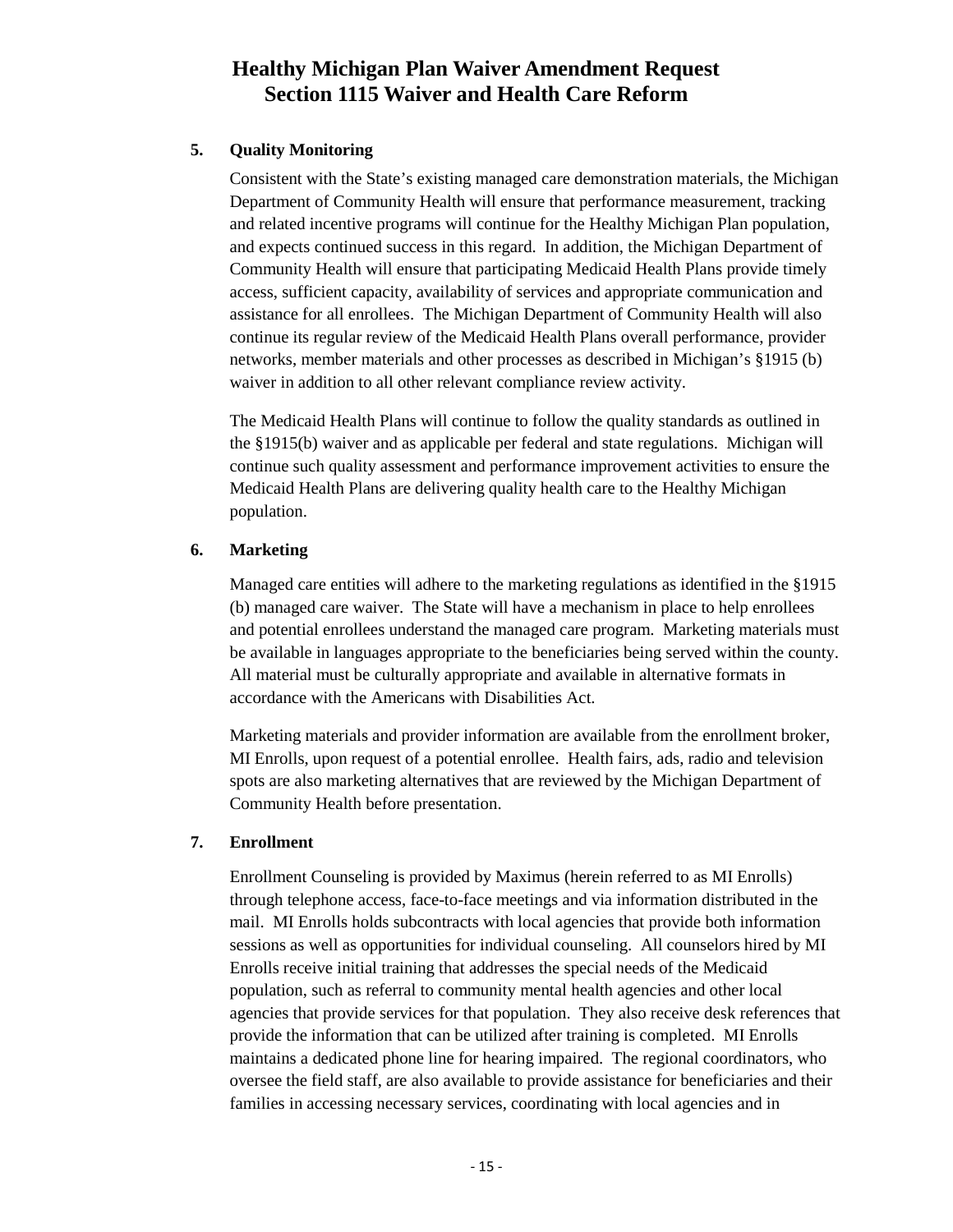### 5. Quality Monitoring

Consistent with the State's existing managed care demonstration materials, the Michigan Department of Community Health will ensure that performance measurement, tracking and related incentive programs will continue for the Healthy Michigan Plan population, and expects continued success in this regard. In addition, the Michigan Department of Community Health will ensure that participating Medicaid Health Plans provide timely access, sufficient capacity, availability of services and appropriate communication and assistance for all enrollees. The Michigan Department of Community Health will also continue its regular review of the Medicaid Health Plans overall performance, provider networks, member materials and other processes as described in Michigan's §1915 (b) waiver in addition to all other relevant compliance review activity.

The Medicaid Health Plans will continue to follow the quality standards as outlined in the §1915(b) waiver and as applicable per federal and state regulations. Michigan will continue such quality assessment and performance improvement activities to ensure the Medicaid Health Plans are delivering quality health care to the Healthy Michigan population.

### 6. Marketing

Managed care entities will adhere to the marketing regulations as identified in the §1915 (b) managed care waiver. The State will have a mechanism in place to help enrollees and potential enrollees understand the managed care program. Marketing materials must be available in languages appropriate to the beneficiaries being served within the county. All material must be culturally appropriate and available in alternative formats in accordance with the Americans with Disabilities Act.

Marketing materials and provider information are available from the enrollment broker, MI Enrolls, upon request of a potential enrollee. Health fairs, ads, radio and television spots are also marketing alternatives that are reviewed by the Michigan Department of Community Health before presentation.

### 7. Enrollment

Enrollment Counseling is provided by Maximus (herein referred to as MI Enrolls) through telephone access, face-to-face meetings and via information distributed in the mail. MI Enrolls holds subcontracts with local agencies that provide both information sessions as well as opportunities for individual counseling. All counselors hired by MI Enrolls receive initial training that addresses the special needs of the Medicaid population, such as referral to community mental health agencies and other local agencies that provide services for that population. They also receive desk references that provide the information that can be utilized after training is completed. MI Enrolls maintains a dedicated phone line for hearing impaired. The regional coordinators, who oversee the field staff, are also available to provide assistance for beneficiaries and their families in accessing necessary services, coordinating with local agencies and in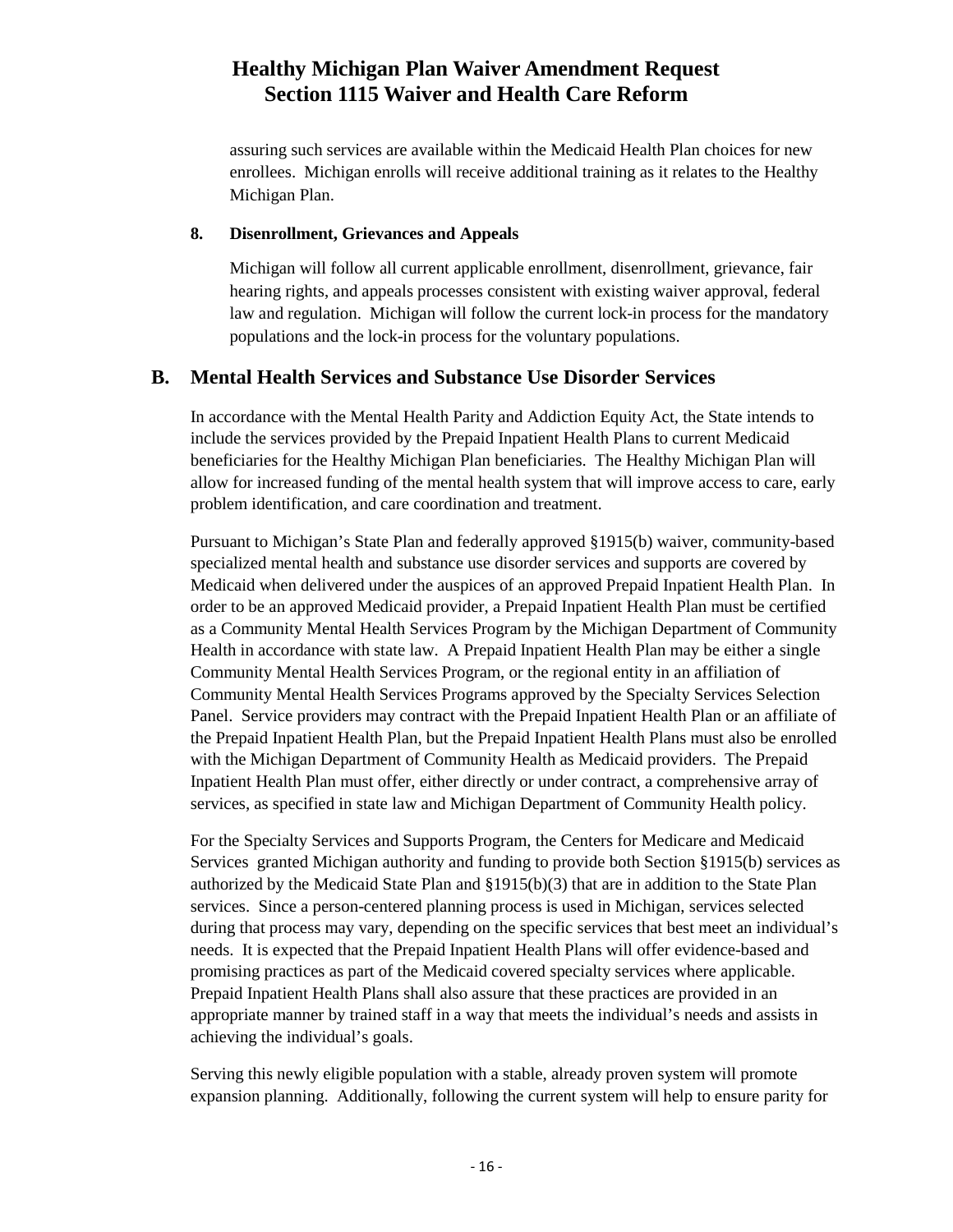assuring such services are available within the Medicaid Health Plan choices for new enrollees. Michigan enrolls will receive additional training as it relates to the Healthy Michigan Plan.

#### 8. Disenrollment, Grievances and Appeals

Michigan will follow all current applicable enrollment, disenrollment, grievance, fair hearing rights, and appeals processes consistent with existing waiver approval, federal law and regulation. Michigan will follow the current lock-in process for the mandatory populations and the lock-in process for the voluntary populations.

## B. Mental Health Services and Substance Use Disorder Services

In accordance with the Mental Health Parity and Addiction Equity Act, the State intends to include the services provided by the Prepaid Inpatient Health Plans to current Medicaid beneficiaries for the Healthy Michigan Plan beneficiaries. The Healthy Michigan Plan will allow for increased funding of the mental health system that will improve access to care, early problem identification, and care coordination and treatment.

Pursuant to Michigan's State Plan and federally approved §1915(b) waiver, community-based specialized mental health and substance use disorder services and supports are covered by Medicaid when delivered under the auspices of an approved Prepaid Inpatient Health Plan. In order to be an approved Medicaid provider, a Prepaid Inpatient Health Plan must be certified as a Community Mental Health Services Program by the Michigan Department of Community Health in accordance with state law. A Prepaid Inpatient Health Plan may be either a single Community Mental Health Services Program, or the regional entity in an affiliation of Community Mental Health Services Programs approved by the Specialty Services Selection Panel. Service providers may contract with the Prepaid Inpatient Health Plan or an affiliate of the Prepaid Inpatient Health Plan, but the Prepaid Inpatient Health Plans must also be enrolled with the Michigan Department of Community Health as Medicaid providers. The Prepaid Inpatient Health Plan must offer, either directly or under contract, a comprehensive array of services, as specified in state law and Michigan Department of Community Health policy.

For the Specialty Services and Supports Program, the Centers for Medicare and Medicaid Services granted Michigan authority and funding to provide both Section §1915(b) services as authorized by the Medicaid State Plan and §1915(b)(3) that are in addition to the State Plan services. Since a person-centered planning process is used in Michigan, services selected during that process may vary, depending on the specific services that best meet an individual's needs. It is expected that the Prepaid Inpatient Health Plans will offer evidence-based and promising practices as part of the Medicaid covered specialty services where applicable. Prepaid Inpatient Health Plans shall also assure that these practices are provided in an appropriate manner by trained staff in a way that meets the individual's needs and assists in achieving the individual's goals.

Serving this newly eligible population with a stable, already proven system will promote expansion planning. Additionally, following the current system will help to ensure parity for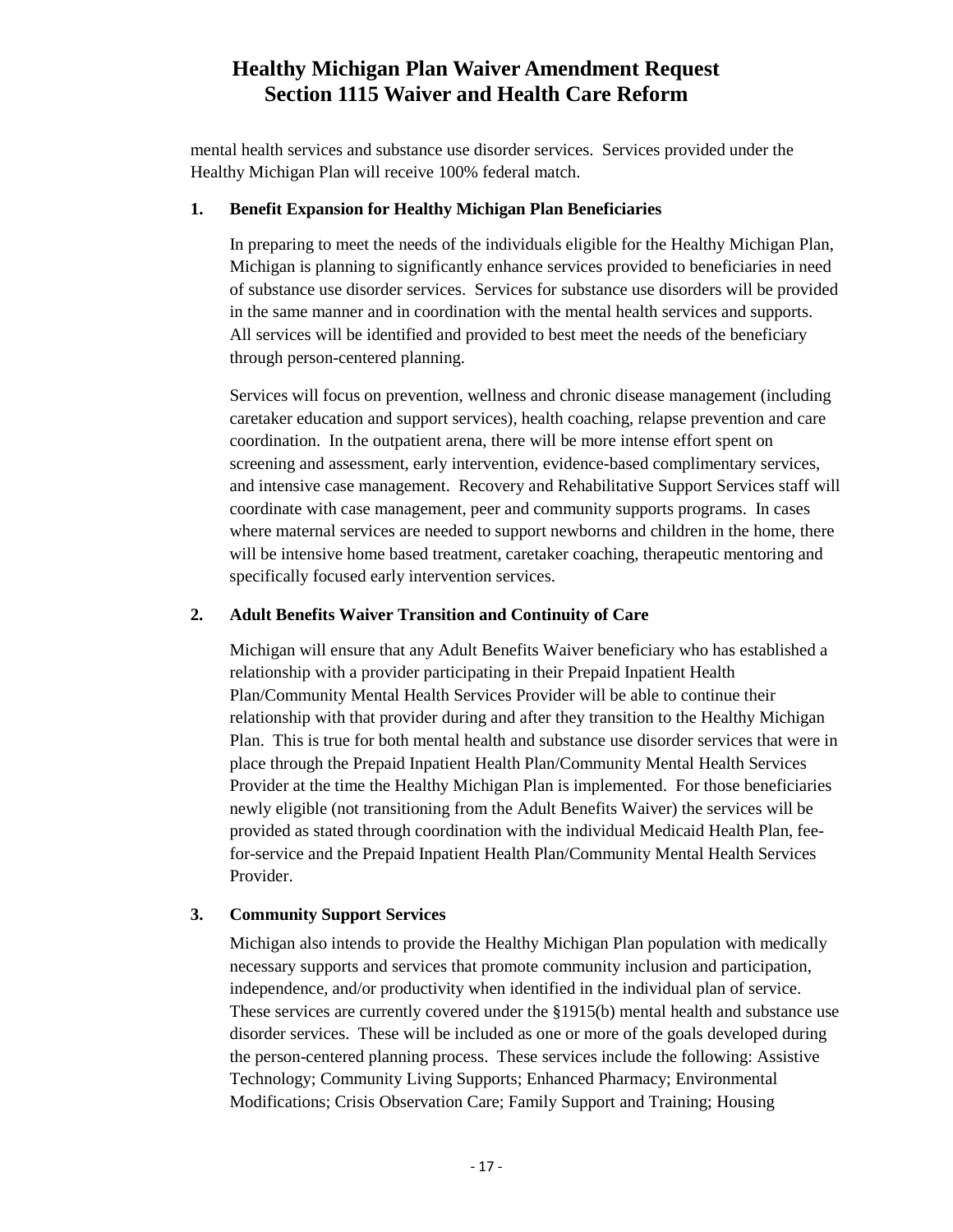mental health services and substance use disorder services. Services provided under the Healthy Michigan Plan will receive 100% federal match.

**1. Benefit Expansion for Healthy Michigan Plan Beneficiaries**

In preparing to meet the needs of the individuals eligible for the Healthy Michigan Plan, Michigan is planning to significantly enhance services provided to beneficiaries in need of substance use disorder services. Services for substance use disorders will be provided in the same manner and in coordination with the mental health services and supports. All services will be identified and provided to best meet the needs of the beneficiary through person-centered planning.

Services will focus on prevention, wellness and chronic disease management (including caretaker education and support services), health coaching, relapse prevention and care coordination. In the outpatient arena, there will be more intense effort spent on screening and assessment, early intervention, evidence-based complimentary services, and intensive case management. Recovery and Rehabilitative Support Services staff will coordinate with case management, peer and community supports programs. In cases where maternal services are needed to support newborns and children in the home, there will be intensive home based treatment, caretaker coaching, therapeutic mentoring and specifically focused early intervention services.

**2. Adult Benefits Waiver Transition and Continuity of Care**

Michigan will ensure that any Adult Benefits Waiver beneficiary who has established a relationship with a provider participating in their Prepaid Inpatient Health Plan/Community Mental Health Services Provider will be able to continue their relationship with that provider during and after they transition to the Healthy Michigan Plan. This is true for both mental health and substance use disorder services that were in place through the Prepaid Inpatient Health Plan/Community Mental Health Services Provider at the time the Healthy Michigan Plan is implemented. For those beneficiaries newly eligible (not transitioning from the Adult Benefits Waiver) the services will be provided as stated through coordination with the individual Medicaid Health Plan, fee-for-service and the Prepaid Inpatient Health Plan/Community Mental Health Services Provider.

**3. Community Support Services**

Michigan also intends to provide the Healthy Michigan Plan population with medically necessary supports and services that promote community inclusion and participation, independence, and/or productivity when identified in the individual plan of service. These services are currently covered under the §1915(b) mental health and substance use disorder services. These will be included as one or more of the goals developed during the person-centered planning process. These services include the following: Assistive Technology; Community Living Supports; Enhanced Pharmacy; Environmental Modifications; Crisis Observation Care; Family Support and Training; Housing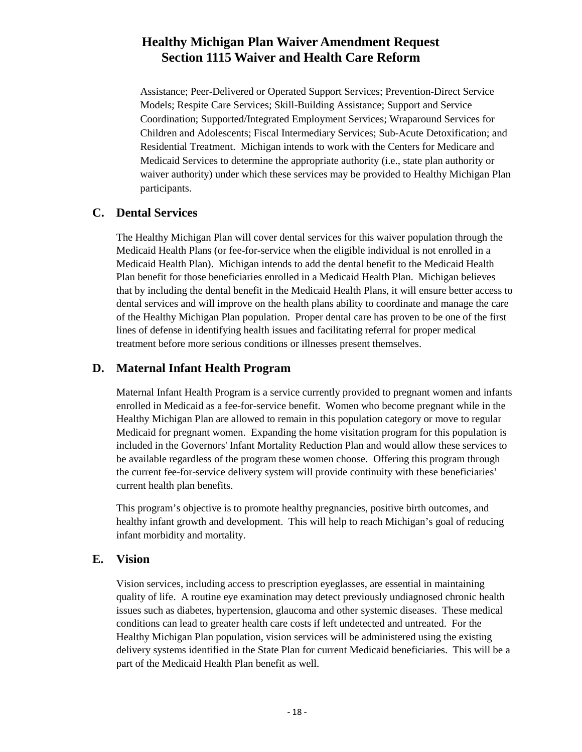Assistance; Peer-Delivered or Operated Support Services; Prevention-Direct Service Models; Respite Care Services; Skill-Building Assistance; Support and Service Coordination; Supported/Integrated Employment Services; Wraparound Services for Children and Adolescents; Fiscal Intermediary Services; Sub-Acute Detoxification; and Residential Treatment. Michigan intends to work with the Centers for Medicare and Medicaid Services to determine the appropriate authority (i.e., state plan authority or waiver authority) under which these services may be provided to Healthy Michigan Plan participants.

## C. Dental Services

The Healthy Michigan Plan will cover dental services for this waiver population through the Medicaid Health Plans (or fee-for-service when the eligible individual is not enrolled in a Medicaid Health Plan). Michigan intends to add the dental benefit to the Medicaid Health Plan benefit for those beneficiaries enrolled in a Medicaid Health Plan. Michigan believes that by including the dental benefit in the Medicaid Health Plans, it will ensure better access to dental services and will improve on the health plans ability to coordinate and manage the care of the Healthy Michigan Plan population. Proper dental care has proven to be one of the first lines of defense in identifying health issues and facilitating referral for proper medical treatment before more serious conditions or illnesses present themselves.

## D. Maternal Infant Health Program

Maternal Infant Health Program is a service currently provided to pregnant women and infants enrolled in Medicaid as a fee-for-service benefit. Women who become pregnant while in the Healthy Michigan Plan are allowed to remain in this population category or move to regular Medicaid for pregnant women. Expanding the home visitation program for this population is included in the Governors' Infant Mortality Reduction Plan and would allow these services to be available regardless of the program these women choose. Offering this program through the current fee-for-service delivery system will provide continuity with these beneficiaries' current health plan benefits.

This program's objective is to promote healthy pregnancies, positive birth outcomes, and healthy infant growth and development. This will help to reach Michigan's goal of reducing infant morbidity and mortality.

## E. Vision

Vision services, including access to prescription eyeglasses, are essential in maintaining quality of life. A routine eye examination may detect previously undiagnosed chronic health issues such as diabetes, hypertension, glaucoma and other systemic diseases. These medical conditions can lead to greater health care costs if left undetected and untreated. For the Healthy Michigan Plan population, vision services will be administered using the existing delivery systems identified in the State Plan for current Medicaid beneficiaries. This will be a part of the Medicaid Health Plan benefit as well.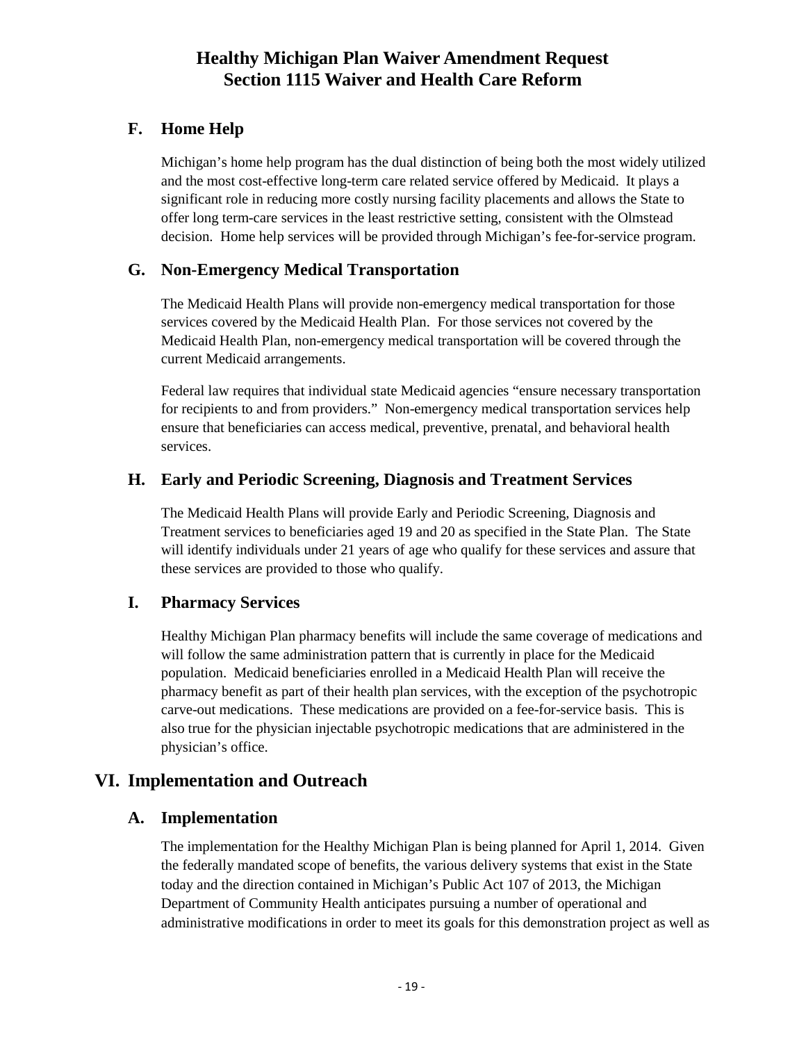### F. Home Help

Michigan's home help program has the dual distinction of being both the most widely utilized and the most cost-effective long-term care related service offered by Medicaid. It plays a significant role in reducing more costly nursing facility placements and allows the State to offer long term-care services in the least restrictive setting, consistent with the Olmstead decision. Home help services will be provided through Michigan's fee-for-service program.

### G. Non-Emergency Medical Transportation

The Medicaid Health Plans will provide non-emergency medical transportation for those services covered by the Medicaid Health Plan. For those services not covered by the Medicaid Health Plan, non-emergency medical transportation will be covered through the current Medicaid arrangements.

Federal law requires that individual state Medicaid agencies "ensure necessary transportation for recipients to and from providers." Non-emergency medical transportation services help ensure that beneficiaries can access medical, preventive, prenatal, and behavioral health services.

### H. Early and Periodic Screening, Diagnosis and Treatment Services

The Medicaid Health Plans will provide Early and Periodic Screening, Diagnosis and Treatment services to beneficiaries aged 19 and 20 as specified in the State Plan. The State will identify individuals under 21 years of age who qualify for these services and assure that these services are provided to those who qualify.

### I. Pharmacy Services

Healthy Michigan Plan pharmacy benefits will include the same coverage of medications and will follow the same administration pattern that is currently in place for the Medicaid population. Medicaid beneficiaries enrolled in a Medicaid Health Plan will receive the pharmacy benefit as part of their health plan services, with the exception of the psychotropic carve-out medications. These medications are provided on a fee-for-service basis. This is also true for the physician injectable psychotropic medications that are administered in the physician's office.

## VI. Implementation and Outreach

### A. Implementation

The implementation for the Healthy Michigan Plan is being planned for April 1, 2014. Given the federally mandated scope of benefits, the various delivery systems that exist in the State today and the direction contained in Michigan's Public Act 107 of 2013, the Michigan Department of Community Health anticipates pursuing a number of operational and administrative modifications in order to meet its goals for this demonstration project as well as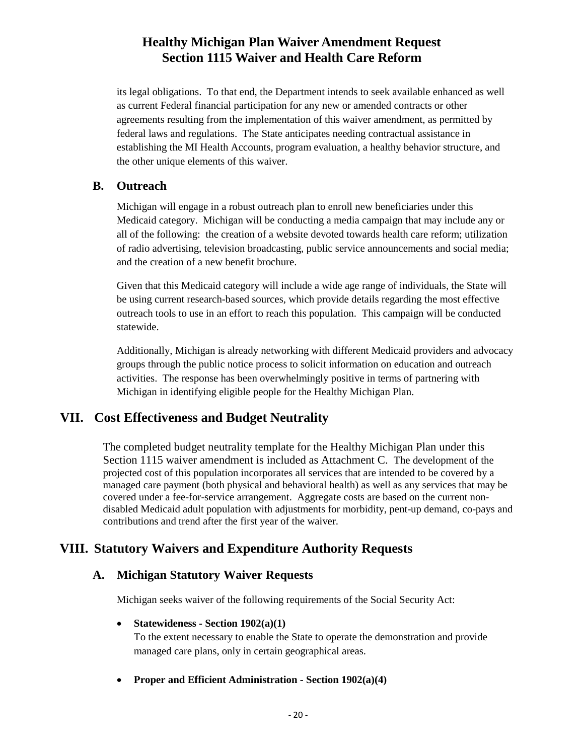its legal obligations. To that end, the Department intends to seek available enhanced as well as current Federal financial participation for any new or amended contracts or other agreements resulting from the implementation of this waiver amendment, as permitted by federal laws and regulations. The State anticipates needing contractual assistance in establishing the MI Health Accounts, program evaluation, a healthy behavior structure, and the other unique elements of this waiver.

## B. Outreach

Michigan will engage in a robust outreach plan to enroll new beneficiaries under this Medicaid category. Michigan will be conducting a media campaign that may include any or all of the following: the creation of a website devoted towards health care reform; utilization of radio advertising, television broadcasting, public service announcements and social media; and the creation of a new benefit brochure.

Given that this Medicaid category will include a wide age range of individuals, the State will be using current research-based sources, which provide details regarding the most effective outreach tools to use in an effort to reach this population. This campaign will be conducted statewide.

Additionally, Michigan is already networking with different Medicaid providers and advocacy groups through the public notice process to solicit information on education and outreach activities. The response has been overwhelmingly positive in terms of partnering with Michigan in identifying eligible people for the Healthy Michigan Plan.

# VII. Cost Effectiveness and Budget Neutrality

The completed budget neutrality template for the Healthy Michigan Plan under this Section 1115 waiver amendment is included as Attachment C. The development of the projected cost of this population incorporates all services that are intended to be covered by a managed care payment (both physical and behavioral health) as well as any services that may be covered under a fee-for-service arrangement. Aggregate costs are based on the current non-disabled Medicaid adult population with adjustments for morbidity, pent-up demand, co-pays and contributions and trend after the first year of the waiver.

# VIII. Statutory Waivers and Expenditure Authority Requests

## A. Michigan Statutory Waiver Requests

Michigan seeks waiver of the following requirements of the Social Security Act:

- **Statewideness - Section 1902(a)(1)**
  To the extent necessary to enable the State to operate the demonstration and provide managed care plans, only in certain geographical areas.

- **Proper and Efficient Administration - Section 1902(a)(4)**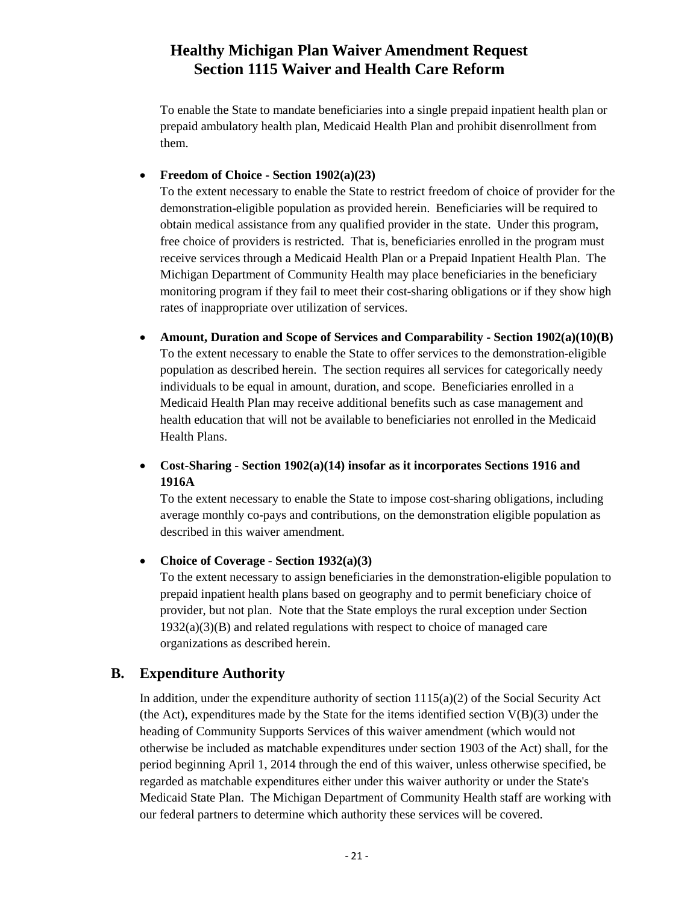To enable the State to mandate beneficiaries into a single prepaid inpatient health plan or prepaid ambulatory health plan, Medicaid Health Plan and prohibit disenrollment from them.

- **Freedom of Choice - Section 1902(a)(23)**
  To the extent necessary to enable the State to restrict freedom of choice of provider for the demonstration-eligible population as provided herein. Beneficiaries will be required to obtain medical assistance from any qualified provider in the state. Under this program, free choice of providers is restricted. That is, beneficiaries enrolled in the program must receive services through a Medicaid Health Plan or a Prepaid Inpatient Health Plan. The Michigan Department of Community Health may place beneficiaries in the beneficiary monitoring program if they fail to meet their cost-sharing obligations or if they show high rates of inappropriate over utilization of services.

- **Amount, Duration and Scope of Services and Comparability - Section 1902(a)(10)(B)**
  To the extent necessary to enable the State to offer services to the demonstration-eligible population as described herein. The section requires all services for categorically needy individuals to be equal in amount, duration, and scope. Beneficiaries enrolled in a Medicaid Health Plan may receive additional benefits such as case management and health education that will not be available to beneficiaries not enrolled in the Medicaid Health Plans.

- **Cost-Sharing - Section 1902(a)(14) insofar as it incorporates Sections 1916 and 1916A**
  To the extent necessary to enable the State to impose cost-sharing obligations, including average monthly co-pays and contributions, on the demonstration eligible population as described in this waiver amendment.

- **Choice of Coverage - Section 1932(a)(3)**
  To the extent necessary to assign beneficiaries in the demonstration-eligible population to prepaid inpatient health plans based on geography and to permit beneficiary choice of provider, but not plan. Note that the State employs the rural exception under Section 1932(a)(3)(B) and related regulations with respect to choice of managed care organizations as described herein.

## B. Expenditure Authority

In addition, under the expenditure authority of section 1115(a)(2) of the Social Security Act (the Act), expenditures made by the State for the items identified section V(B)(3) under the heading of Community Supports Services of this waiver amendment (which would not otherwise be included as matchable expenditures under section 1903 of the Act) shall, for the period beginning April 1, 2014 through the end of this waiver, unless otherwise specified, be regarded as matchable expenditures either under this waiver authority or under the State's Medicaid State Plan. The Michigan Department of Community Health staff are working with our federal partners to determine which authority these services will be covered.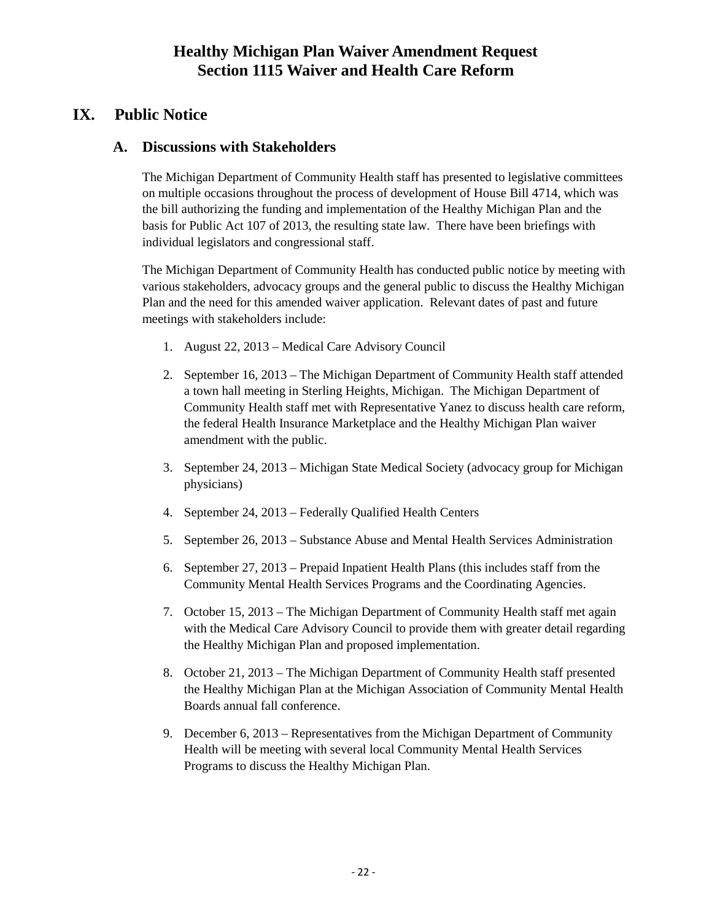# Healthy Michigan Plan Waiver Amendment Request
# Section 1115 Waiver and Health Care Reform

## IX. Public Notice

### A. Discussions with Stakeholders

The Michigan Department of Community Health staff has presented to legislative committees on multiple occasions throughout the process of development of House Bill 4714, which was the bill authorizing the funding and implementation of the Healthy Michigan Plan and the basis for Public Act 107 of 2013, the resulting state law. There have been briefings with individual legislators and congressional staff.

The Michigan Department of Community Health has conducted public notice by meeting with various stakeholders, advocacy groups and the general public to discuss the Healthy Michigan Plan and the need for this amended waiver application. Relevant dates of past and future meetings with stakeholders include:

1. August 22, 2013 – Medical Care Advisory Council
2. September 16, 2013 – The Michigan Department of Community Health staff attended a town hall meeting in Sterling Heights, Michigan. The Michigan Department of Community Health staff met with Representative Yanez to discuss health care reform, the federal Health Insurance Marketplace and the Healthy Michigan Plan waiver amendment with the public.
3. September 24, 2013 – Michigan State Medical Society (advocacy group for Michigan physicians)
4. September 24, 2013 – Federally Qualified Health Centers
5. September 26, 2013 – Substance Abuse and Mental Health Services Administration
6. September 27, 2013 – Prepaid Inpatient Health Plans (this includes staff from the Community Mental Health Services Programs and the Coordinating Agencies.
7. October 15, 2013 – The Michigan Department of Community Health staff met again with the Medical Care Advisory Council to provide them with greater detail regarding the Healthy Michigan Plan and proposed implementation.
8. October 21, 2013 – The Michigan Department of Community Health staff presented the Healthy Michigan Plan at the Michigan Association of Community Mental Health Boards annual fall conference.
9. December 6, 2013 – Representatives from the Michigan Department of Community Health will be meeting with several local Community Mental Health Services Programs to discuss the Healthy Michigan Plan.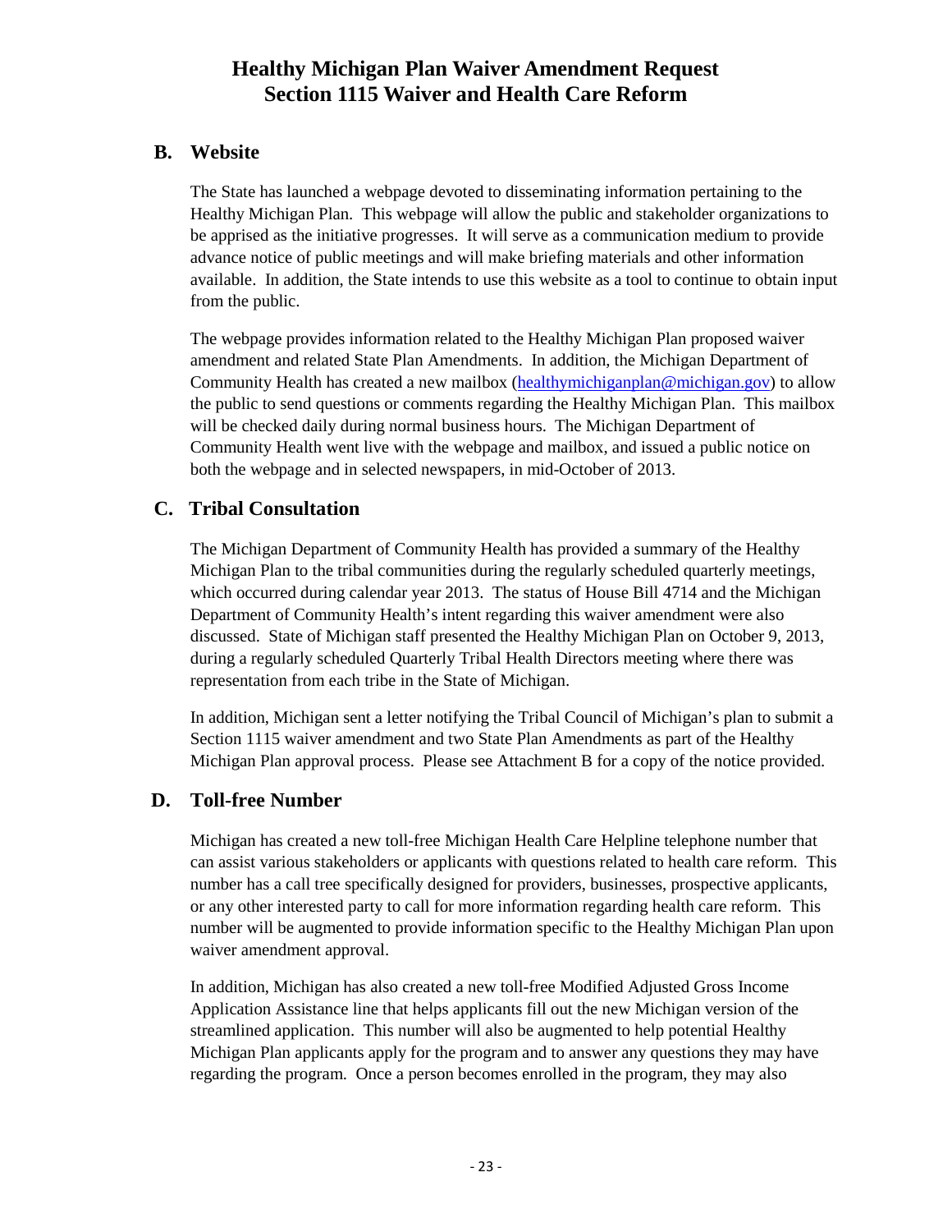## B. Website

The State has launched a webpage devoted to disseminating information pertaining to the Healthy Michigan Plan. This webpage will allow the public and stakeholder organizations to be apprised as the initiative progresses. It will serve as a communication medium to provide advance notice of public meetings and will make briefing materials and other information available. In addition, the State intends to use this website as a tool to continue to obtain input from the public.

The webpage provides information related to the Healthy Michigan Plan proposed waiver amendment and related State Plan Amendments. In addition, the Michigan Department of Community Health has created a new mailbox (healthymichiganplan@michigan.gov) to allow the public to send questions or comments regarding the Healthy Michigan Plan. This mailbox will be checked daily during normal business hours. The Michigan Department of Community Health went live with the webpage and mailbox, and issued a public notice on both the webpage and in selected newspapers, in mid-October of 2013.

## C. Tribal Consultation

The Michigan Department of Community Health has provided a summary of the Healthy Michigan Plan to the tribal communities during the regularly scheduled quarterly meetings, which occurred during calendar year 2013. The status of House Bill 4714 and the Michigan Department of Community Health's intent regarding this waiver amendment were also discussed. State of Michigan staff presented the Healthy Michigan Plan on October 9, 2013, during a regularly scheduled Quarterly Tribal Health Directors meeting where there was representation from each tribe in the State of Michigan.

In addition, Michigan sent a letter notifying the Tribal Council of Michigan's plan to submit a Section 1115 waiver amendment and two State Plan Amendments as part of the Healthy Michigan Plan approval process. Please see Attachment B for a copy of the notice provided.

## D. Toll-free Number

Michigan has created a new toll-free Michigan Health Care Helpline telephone number that can assist various stakeholders or applicants with questions related to health care reform. This number has a call tree specifically designed for providers, businesses, prospective applicants, or any other interested party to call for more information regarding health care reform. This number will be augmented to provide information specific to the Healthy Michigan Plan upon waiver amendment approval.

In addition, Michigan has also created a new toll-free Modified Adjusted Gross Income Application Assistance line that helps applicants fill out the new Michigan version of the streamlined application. This number will also be augmented to help potential Healthy Michigan Plan applicants apply for the program and to answer any questions they may have regarding the program. Once a person becomes enrolled in the program, they may also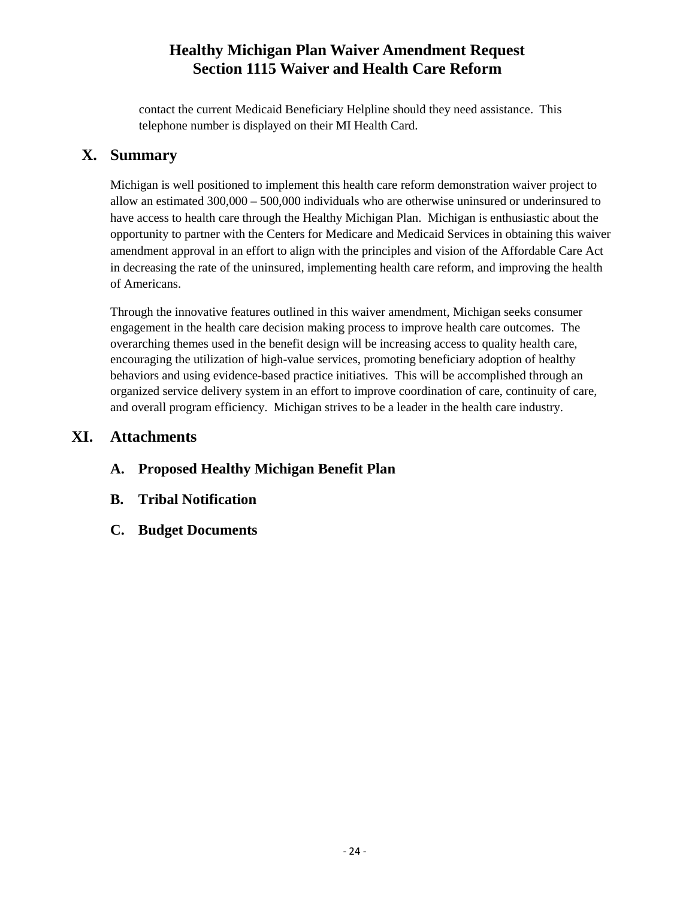contact the current Medicaid Beneficiary Helpline should they need assistance. This telephone number is displayed on their MI Health Card.

## X. Summary

Michigan is well positioned to implement this health care reform demonstration waiver project to allow an estimated 300,000 – 500,000 individuals who are otherwise uninsured or underinsured to have access to health care through the Healthy Michigan Plan. Michigan is enthusiastic about the opportunity to partner with the Centers for Medicare and Medicaid Services in obtaining this waiver amendment approval in an effort to align with the principles and vision of the Affordable Care Act in decreasing the rate of the uninsured, implementing health care reform, and improving the health of Americans.

Through the innovative features outlined in this waiver amendment, Michigan seeks consumer engagement in the health care decision making process to improve health care outcomes. The overarching themes used in the benefit design will be increasing access to quality health care, encouraging the utilization of high-value services, promoting beneficiary adoption of healthy behaviors and using evidence-based practice initiatives. This will be accomplished through an organized service delivery system in an effort to improve coordination of care, continuity of care, and overall program efficiency. Michigan strives to be a leader in the health care industry.

## XI. Attachments

### A. Proposed Healthy Michigan Benefit Plan

### B. Tribal Notification

### C. Budget Documents